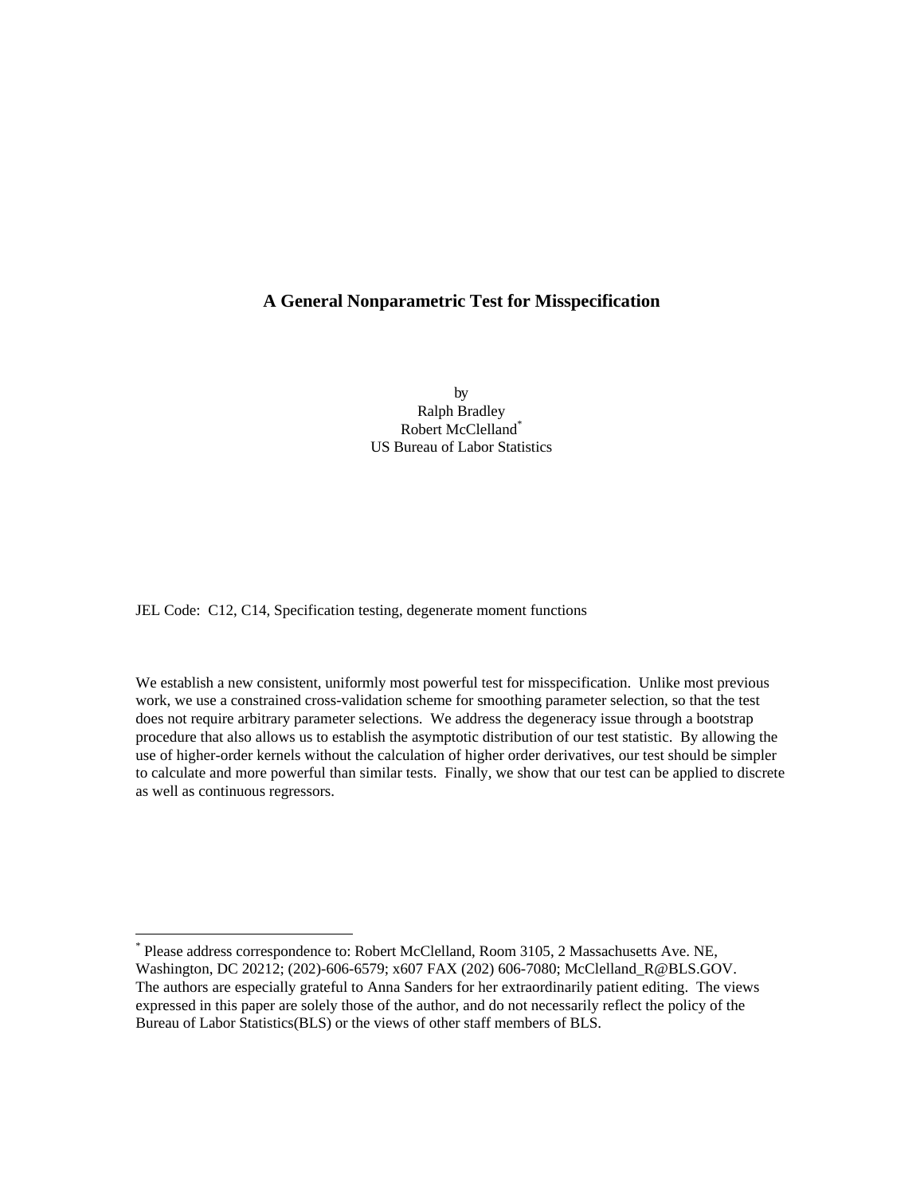# A General Nonparametric Test for Misspecification

by
Ralph Bradley
Robert McClelland*
US Bureau of Labor Statistics

JEL Code: C12, C14, Specification testing, degenerate moment functions

We establish a new consistent, uniformly most powerful test for misspecification. Unlike most previous work, we use a constrained cross-validation scheme for smoothing parameter selection, so that the test does not require arbitrary parameter selections. We address the degeneracy issue through a bootstrap procedure that also allows us to establish the asymptotic distribution of our test statistic. By allowing the use of higher-order kernels without the calculation of higher order derivatives, our test should be simpler to calculate and more powerful than similar tests. Finally, we show that our test can be applied to discrete as well as continuous regressors.

---

* Please address correspondence to: Robert McClelland, Room 3105, 2 Massachusetts Ave. NE, Washington, DC 20212; (202)-606-6579; x607 FAX (202) 606-7080; McClelland_R@BLS.GOV. The authors are especially grateful to Anna Sanders for her extraordinarily patient editing. The views expressed in this paper are solely those of the author, and do not necessarily reflect the policy of the Bureau of Labor Statistics(BLS) or the views of other staff members of BLS.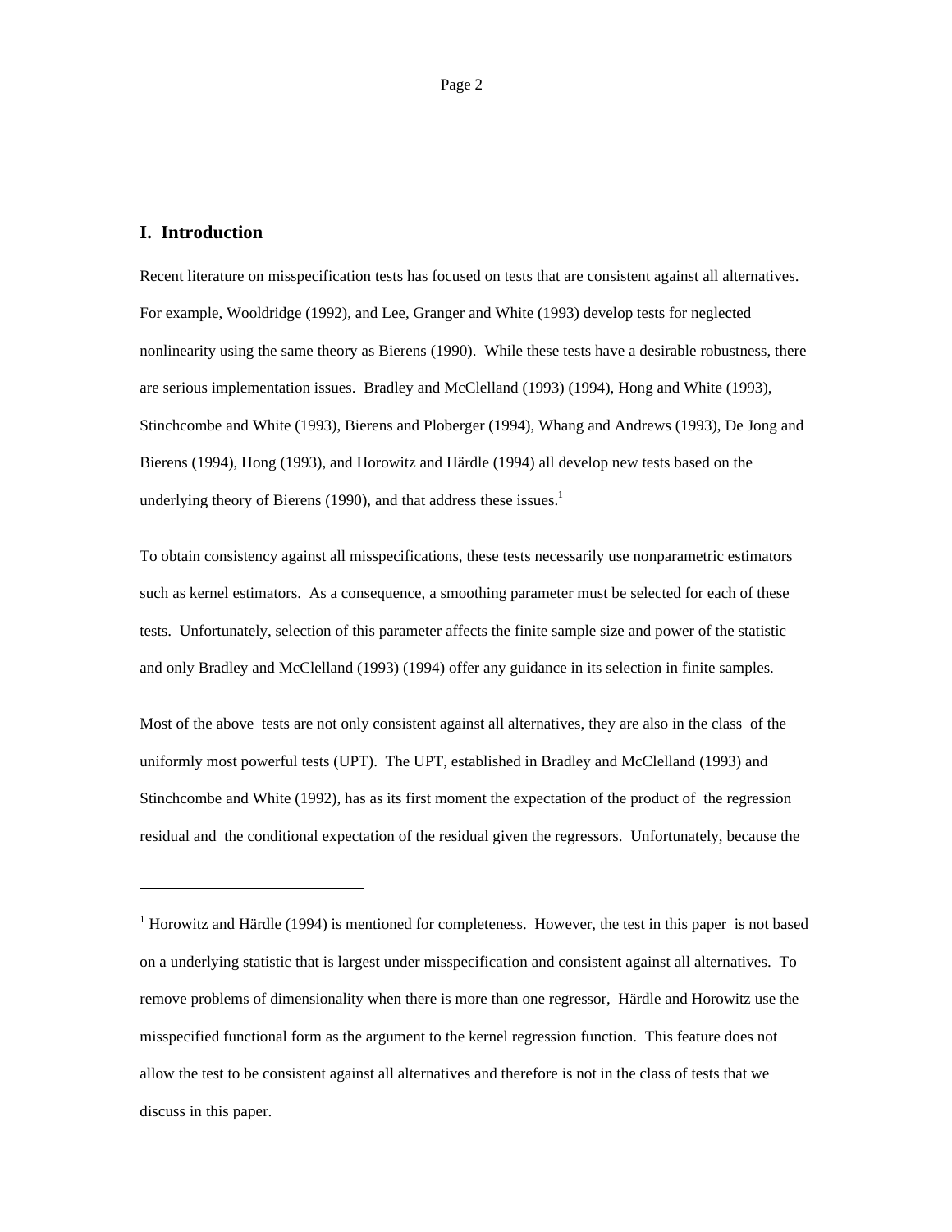## I. Introduction

Recent literature on misspecification tests has focused on tests that are consistent against all alternatives. For example, Wooldridge (1992), and Lee, Granger and White (1993) develop tests for neglected nonlinearity using the same theory as Bierens (1990). While these tests have a desirable robustness, there are serious implementation issues. Bradley and McClelland (1993) (1994), Hong and White (1993), Stinchcombe and White (1993), Bierens and Ploberger (1994), Whang and Andrews (1993), De Jong and Bierens (1994), Hong (1993), and Horowitz and Härdle (1994) all develop new tests based on the underlying theory of Bierens (1990), and that address these issues.[1]

To obtain consistency against all misspecifications, these tests necessarily use nonparametric estimators such as kernel estimators. As a consequence, a smoothing parameter must be selected for each of these tests. Unfortunately, selection of this parameter affects the finite sample size and power of the statistic and only Bradley and McClelland (1993) (1994) offer any guidance in its selection in finite samples.

Most of the above tests are not only consistent against all alternatives, they are also in the class of the uniformly most powerful tests (UPT). The UPT, established in Bradley and McClelland (1993) and Stinchcombe and White (1992), has as its first moment the expectation of the product of the regression residual and the conditional expectation of the residual given the regressors. Unfortunately, because the

---

[1] Horowitz and Härdle (1994) is mentioned for completeness. However, the test in this paper is not based on a underlying statistic that is largest under misspecification and consistent against all alternatives. To remove problems of dimensionality when there is more than one regressor, Härdle and Horowitz use the misspecified functional form as the argument to the kernel regression function. This feature does not allow the test to be consistent against all alternatives and therefore is not in the class of tests that we discuss in this paper.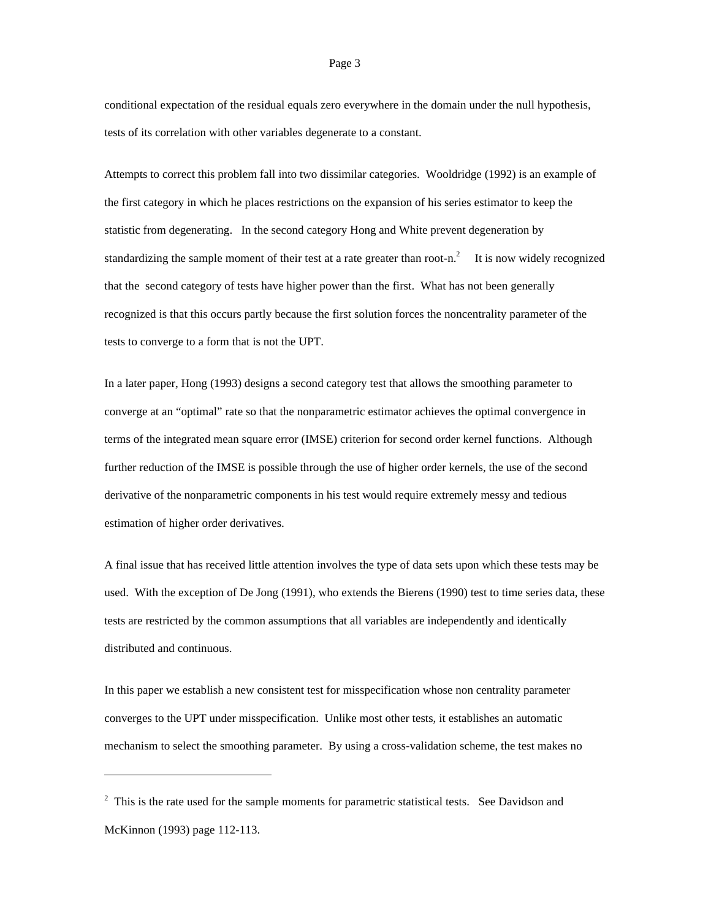conditional expectation of the residual equals zero everywhere in the domain under the null hypothesis, tests of its correlation with other variables degenerate to a constant.

Attempts to correct this problem fall into two dissimilar categories. Wooldridge (1992) is an example of the first category in which he places restrictions on the expansion of his series estimator to keep the statistic from degenerating. In the second category Hong and White prevent degeneration by standardizing the sample moment of their test at a rate greater than root-n.[2] It is now widely recognized that the second category of tests have higher power than the first. What has not been generally recognized is that this occurs partly because the first solution forces the noncentrality parameter of the tests to converge to a form that is not the UPT.

In a later paper, Hong (1993) designs a second category test that allows the smoothing parameter to converge at an "optimal" rate so that the nonparametric estimator achieves the optimal convergence in terms of the integrated mean square error (IMSE) criterion for second order kernel functions. Although further reduction of the IMSE is possible through the use of higher order kernels, the use of the second derivative of the nonparametric components in his test would require extremely messy and tedious estimation of higher order derivatives.

A final issue that has received little attention involves the type of data sets upon which these tests may be used. With the exception of De Jong (1991), who extends the Bierens (1990) test to time series data, these tests are restricted by the common assumptions that all variables are independently and identically distributed and continuous.

In this paper we establish a new consistent test for misspecification whose non centrality parameter converges to the UPT under misspecification. Unlike most other tests, it establishes an automatic mechanism to select the smoothing parameter. By using a cross-validation scheme, the test makes no

---

[2] This is the rate used for the sample moments for parametric statistical tests. See Davidson and McKinnon (1993) page 112-113.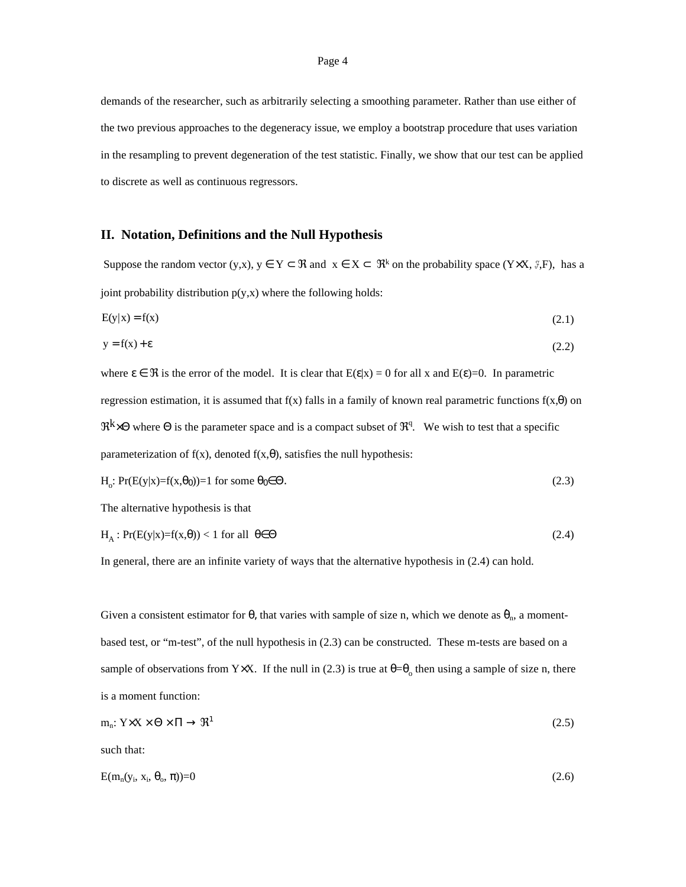demands of the researcher, such as arbitrarily selecting a smoothing parameter. Rather than use either of the two previous approaches to the degeneracy issue, we employ a bootstrap procedure that uses variation in the resampling to prevent degeneration of the test statistic. Finally, we show that our test can be applied to discrete as well as continuous regressors.

## II. Notation, Definitions and the Null Hypothesis

Suppose the random vector $(y,x)$, $y \in Y \subset \Re$ and $x \in X \subset \Re^k$ on the probability space $(Y \times X, \mathcal{F}, F)$, has a joint probability distribution $p(y,x)$ where the following holds:

$$E(y|x) = f(x) \tag{2.1}$$

$$y = f(x) + \varepsilon \tag{2.2}$$

where $\varepsilon \in \Re$ is the error of the model. It is clear that $E(\varepsilon|x) = 0$ for all x and $E(\varepsilon)=0$. In parametric regression estimation, it is assumed that $f(x)$ falls in a family of known real parametric functions $f(x,\theta)$ on $\Re^k \times \Theta$ where $\Theta$ is the parameter space and is a compact subset of $\Re^q$. We wish to test that a specific parameterization of $f(x)$, denoted $f(x,\theta)$, satisfies the null hypothesis:

$$H_o: \Pr(E(y|x)=f(x,\theta_0))=1 \text{ for some } \theta_0 \in \Theta. \tag{2.3}$$

The alternative hypothesis is that

$$H_A : \Pr(E(y|x)=f(x,\theta)) < 1 \text{ for all } \theta \in \Theta \tag{2.4}$$

In general, there are an infinite variety of ways that the alternative hypothesis in (2.4) can hold.

Given a consistent estimator for $\theta$, that varies with sample of size n, which we denote as $\hat{\theta}_n$, a moment-based test, or "m-test", of the null hypothesis in (2.3) can be constructed. These m-tests are based on a sample of observations from $Y \times X$. If the null in (2.3) is true at $\theta = \theta_o$ then using a sample of size n, there is a moment function:

$$m_n: Y \times X \times \Theta \times \Pi \rightarrow \Re^1 \tag{2.5}$$

such that:

$$E(m_n(y_i, x_i, \theta_o, \pi))=0 \tag{2.6}$$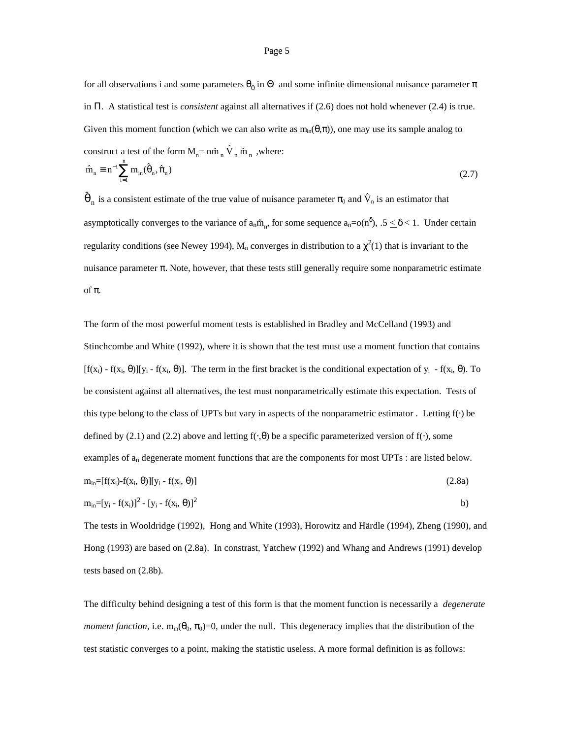for all observations i and some parameters $\theta_0$ in $\Theta$ and some infinite dimensional nuisance parameter $\pi$ in $\Pi$. A statistical test is *consistent* against all alternatives if (2.6) does not hold whenever (2.4) is true. Given this moment function (which we can also write as $m_{in}(\theta,\pi)$), one may use its sample analog to construct a test of the form $M_n = n\hat{m}_n \hat{V}_n \hat{m}_n$ ,where:

$$\hat{m}_n \equiv n^{-1} \sum_{i=1}^{n} m_{in}(\hat{\theta}_n, \hat{\pi}_n) \tag{2.7}$$

$\hat{\theta}_n$ is a consistent estimate of the true value of nuisance parameter $\pi_0$ and $\hat{V}_n$ is an estimator that asymptotically converges to the variance of $a_n\hat{m}_n$, for some sequence $a_n = o(n^{\delta})$, $.5 \leq \delta < 1$. Under certain regularity conditions (see Newey 1994), $M_n$ converges in distribution to a $\chi^2(1)$ that is invariant to the nuisance parameter $\pi$. Note, however, that these tests still generally require some nonparametric estimate of $\pi$.

The form of the most powerful moment tests is established in Bradley and McCelland (1993) and Stinchcombe and White (1992), where it is shown that the test must use a moment function that contains $[f(x_i) - f(x_i, \theta)][y_i - f(x_i, \theta)]$. The term in the first bracket is the conditional expectation of $y_i - f(x_i, \theta)$. To be consistent against all alternatives, the test must nonparametrically estimate this expectation. Tests of this type belong to the class of UPTs but vary in aspects of the nonparametric estimator . Letting $f(\cdot)$ be defined by (2.1) and (2.2) above and letting $f(\cdot,\theta)$ be a specific parameterized version of $f(\cdot)$, some examples of $a_n$ degenerate moment functions that are the components for most UPTs : are listed below.

$$m_{in} = [f(x_i) - f(x_i, \theta)][y_i - f(x_i, \theta)] \tag{2.8a}$$

$$m_{in} = [y_i - f(x_i)]^2 - [y_i - f(x_i, \theta)]^2 \tag{b}$$

The tests in Wooldridge (1992), Hong and White (1993), Horowitz and Härdle (1994), Zheng (1990), and Hong (1993) are based on (2.8a). In constrast, Yatchew (1992) and Whang and Andrews (1991) develop tests based on (2.8b).

The difficulty behind designing a test of this form is that the moment function is necessarily a *degenerate moment function*, i.e. $m_{in}(\theta_0, \pi_0)=0$, under the null. This degeneracy implies that the distribution of the test statistic converges to a point, making the statistic useless. A more formal definition is as follows: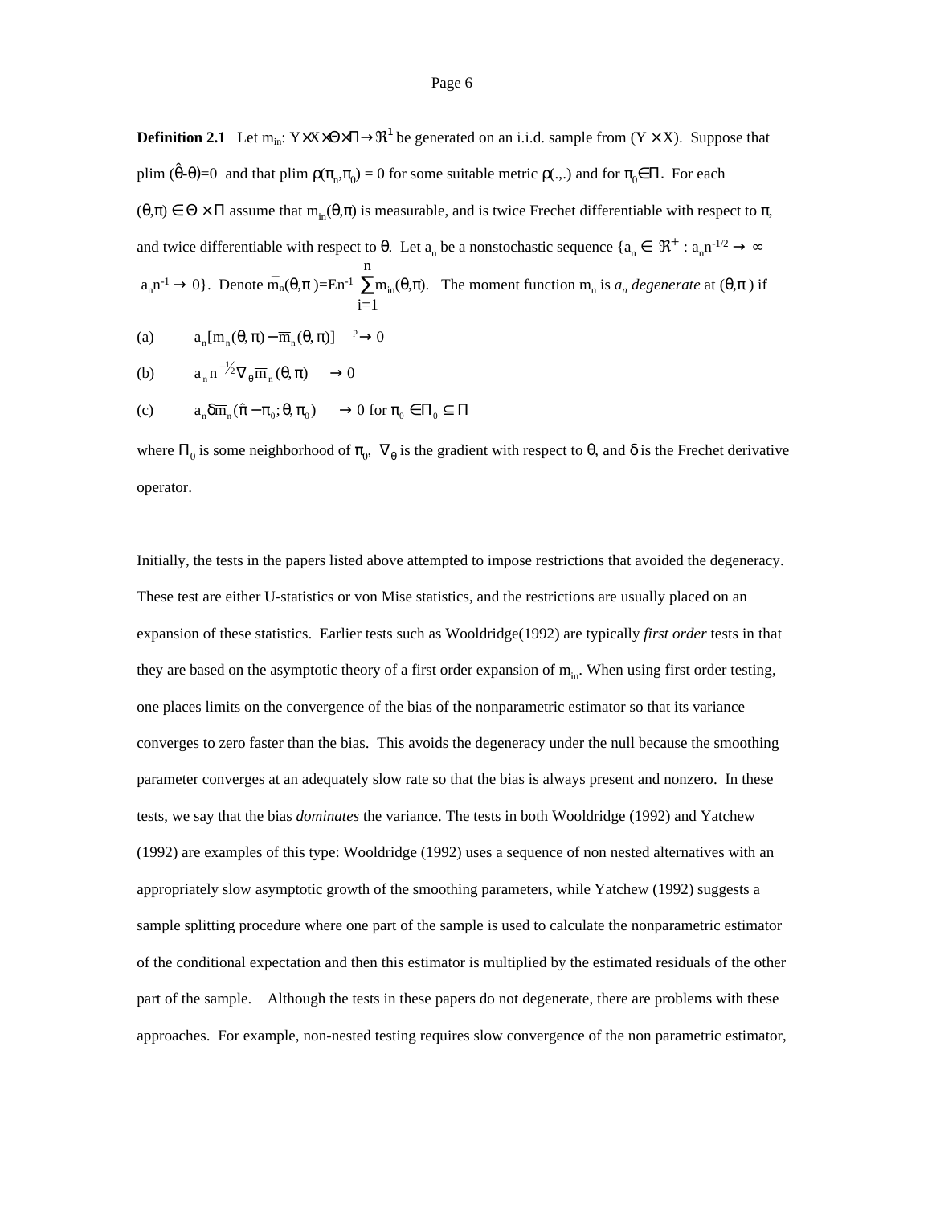**Definition 2.1** Let $m_{in}$: $Y \times X \times \Theta \times \Pi \rightarrow \Re^1$ be generated on an i.i.d. sample from $(Y \times X)$. Suppose that plim $(\hat{\theta}-\theta)=0$ and that plim $\rho(\pi_n,\pi_0) = 0$ for some suitable metric $\rho(.,.)$ and for $\pi_0 \in \Pi$. For each $(\theta,\pi) \in \Theta \times \Pi$ assume that $m_{in}(\theta,\pi)$ is measurable, and is twice Frechet differentiable with respect to $\pi$, and twice differentiable with respect to $\theta$. Let $a_n$ be a nonstochastic sequence $\{a_n \in \Re^+ : a_n n^{-1/2} \rightarrow \infty$ $a_n n^{-1} \rightarrow 0\}$. Denote $\overline{m}_n(\theta,\pi) = En^{-1} \sum_{i=1}^{n} m_{in}(\theta,\pi)$. The moment function $m_n$ is *$a_n$ degenerate* at $(\theta,\pi)$ if

(a) $a_n[m_n(\theta,\pi) - \overline{m}_n(\theta,\pi)] \xrightarrow{p} 0$

(b) $a_n n^{-1/2} \nabla_\theta \overline{m}_n(\theta,\pi) \rightarrow 0$

(c) $a_n \delta\overline{m}_n(\hat{\pi} - \pi_0; \theta, \pi_0) \rightarrow 0$ for $\pi_0 \in \Pi_0 \subseteq \Pi$

where $\Pi_0$ is some neighborhood of $\pi_0$, $\nabla_\theta$ is the gradient with respect to $\theta$, and $\delta$ is the Frechet derivative operator.

Initially, the tests in the papers listed above attempted to impose restrictions that avoided the degeneracy. These test are either U-statistics or von Mise statistics, and the restrictions are usually placed on an expansion of these statistics. Earlier tests such as Wooldridge(1992) are typically *first order* tests in that they are based on the asymptotic theory of a first order expansion of $m_{in}$. When using first order testing, one places limits on the convergence of the bias of the nonparametric estimator so that its variance converges to zero faster than the bias. This avoids the degeneracy under the null because the smoothing parameter converges at an adequately slow rate so that the bias is always present and nonzero. In these tests, we say that the bias *dominates* the variance. The tests in both Wooldridge (1992) and Yatchew (1992) are examples of this type: Wooldridge (1992) uses a sequence of non nested alternatives with an appropriately slow asymptotic growth of the smoothing parameters, while Yatchew (1992) suggests a sample splitting procedure where one part of the sample is used to calculate the nonparametric estimator of the conditional expectation and then this estimator is multiplied by the estimated residuals of the other part of the sample. Although the tests in these papers do not degenerate, there are problems with these approaches. For example, non-nested testing requires slow convergence of the non parametric estimator,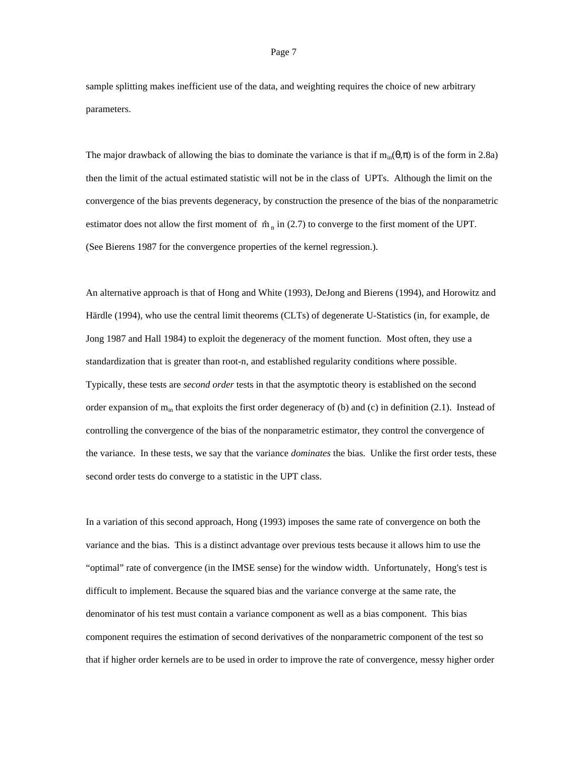sample splitting makes inefficient use of the data, and weighting requires the choice of new arbitrary parameters.

The major drawback of allowing the bias to dominate the variance is that if $m_{in}(\theta,\pi)$ is of the form in 2.8a) then the limit of the actual estimated statistic will not be in the class of UPTs. Although the limit on the convergence of the bias prevents degeneracy, by construction the presence of the bias of the nonparametric estimator does not allow the first moment of $\hat{m}_n$ in (2.7) to converge to the first moment of the UPT. (See Bierens 1987 for the convergence properties of the kernel regression.).

An alternative approach is that of Hong and White (1993), DeJong and Bierens (1994), and Horowitz and Härdle (1994), who use the central limit theorems (CLTs) of degenerate U-Statistics (in, for example, de Jong 1987 and Hall 1984) to exploit the degeneracy of the moment function. Most often, they use a standardization that is greater than root-n, and established regularity conditions where possible. Typically, these tests are *second order* tests in that the asymptotic theory is established on the second order expansion of $m_{in}$ that exploits the first order degeneracy of (b) and (c) in definition (2.1). Instead of controlling the convergence of the bias of the nonparametric estimator, they control the convergence of the variance. In these tests, we say that the variance *dominates* the bias. Unlike the first order tests, these second order tests do converge to a statistic in the UPT class.

In a variation of this second approach, Hong (1993) imposes the same rate of convergence on both the variance and the bias. This is a distinct advantage over previous tests because it allows him to use the "optimal" rate of convergence (in the IMSE sense) for the window width. Unfortunately, Hong's test is difficult to implement. Because the squared bias and the variance converge at the same rate, the denominator of his test must contain a variance component as well as a bias component. This bias component requires the estimation of second derivatives of the nonparametric component of the test so that if higher order kernels are to be used in order to improve the rate of convergence, messy higher order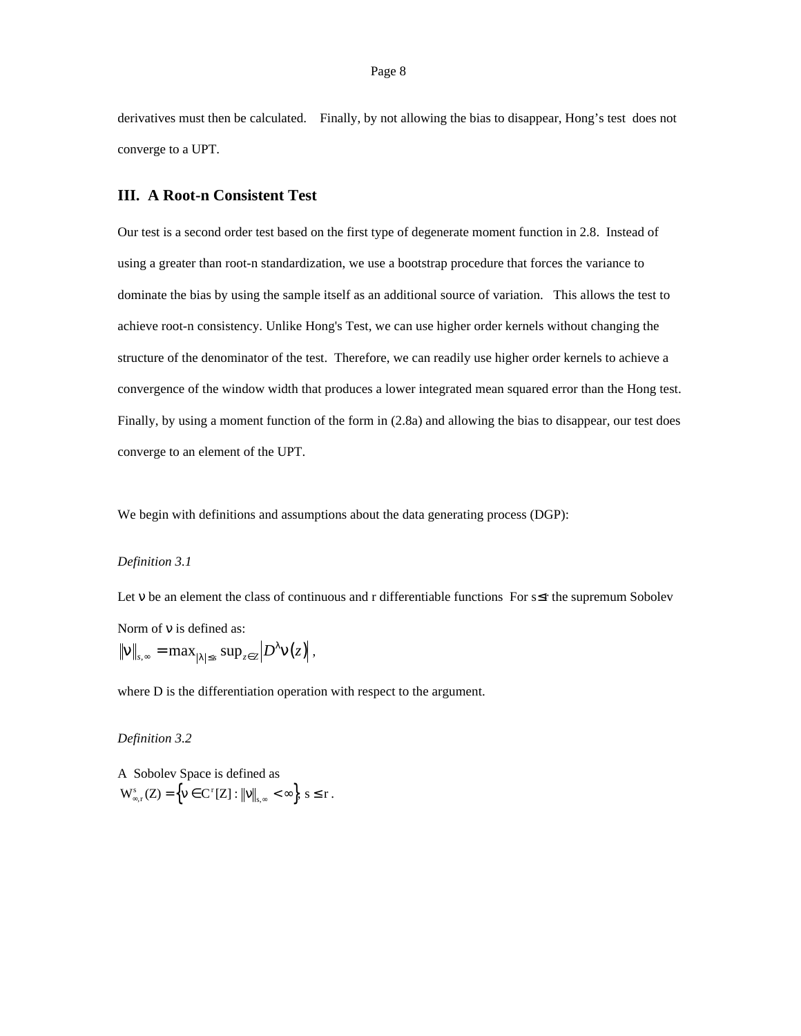derivatives must then be calculated. Finally, by not allowing the bias to disappear, Hong's test does not converge to a UPT.

## III. A Root-n Consistent Test

Our test is a second order test based on the first type of degenerate moment function in 2.8. Instead of using a greater than root-n standardization, we use a bootstrap procedure that forces the variance to dominate the bias by using the sample itself as an additional source of variation. This allows the test to achieve root-n consistency. Unlike Hong's Test, we can use higher order kernels without changing the structure of the denominator of the test. Therefore, we can readily use higher order kernels to achieve a convergence of the window width that produces a lower integrated mean squared error than the Hong test. Finally, by using a moment function of the form in (2.8a) and allowing the bias to disappear, our test does converge to an element of the UPT.

We begin with definitions and assumptions about the data generating process (DGP):

*Definition 3.1*

Let $\nu$ be an element the class of continuous and r differentiable functions For $s \leq r$ the supremum Sobolev Norm of $\nu$ is defined as:

$$\|\nu\|_{s,\infty} = \max_{|\lambda| \leq s} \sup_{z \in Z} \left| D^{\lambda} \nu(z) \right| ,$$

where D is the differentiation operation with respect to the argument.

*Definition 3.2*

A Sobolev Space is defined as

$$W^{s}_{\infty,r}(Z) = \left\{ \nu \in C^{r}[Z] : \|\nu\|_{s,\infty} < \infty \right\}; \ s \leq r .$$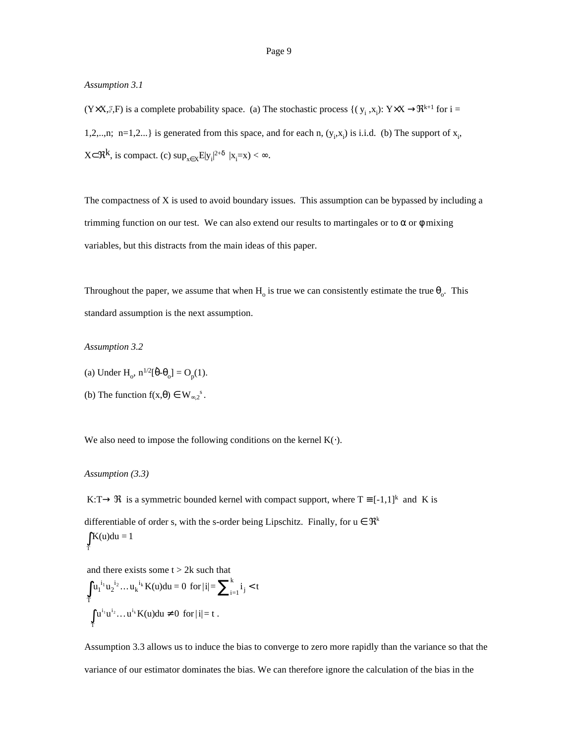*Assumption 3.1*

$(Y \times X, \mathcal{F}, F)$ is a complete probability space. (a) The stochastic process $\{(y_i, x_i): Y \times X \rightarrow \Re^{k+1}$ for $i = 1,2,..,n;\ n=1,2...\}$ is generated from this space, and for each n, $(y_i,x_i)$ is i.i.d. (b) The support of $x_i$, $X \subset \Re^k$, is compact. (c) $\sup_{x \in X} E|y_i|^{2+\delta}\ |x_i=x) < \infty$.

The compactness of X is used to avoid boundary issues. This assumption can be bypassed by including a trimming function on our test. We can also extend our results to martingales or to $\alpha$ or $\phi$ mixing variables, but this distracts from the main ideas of this paper.

Throughout the paper, we assume that when $H_o$ is true we can consistently estimate the true $\theta_o$. This standard assumption is the next assumption.

*Assumption 3.2*

(a) Under $H_o$, $n^{1/2}[\hat{\theta}-\theta_o] = O_p(1)$.

(b) The function $f(x,\theta) \in W_{\infty,2}^{\ s}$.

We also need to impose the following conditions on the kernel $K(\cdot)$.

*Assumption (3.3)*

$K: T \rightarrow \Re$ is a symmetric bounded kernel with compact support, where $T \equiv [-1,1]^k$ and K is differentiable of order s, with the s-order being Lipschitz. Finally, for $u \in \Re^k$

$$\int_T K(u)du = 1$$

and there exists some $t > 2k$ such that

$$\int_T u_1^{i_1} u_2^{i_2} \ldots u_k^{i_k} K(u)du = 0 \ \text{ for } |i| = \sum_{i=1}^{k} i_j < t$$

$$\int_T u^{i_1} u^{i_2} \ldots u^{i_k} K(u)du \neq 0 \ \text{ for } |i| = t \,.$$

Assumption 3.3 allows us to induce the bias to converge to zero more rapidly than the variance so that the variance of our estimator dominates the bias. We can therefore ignore the calculation of the bias in the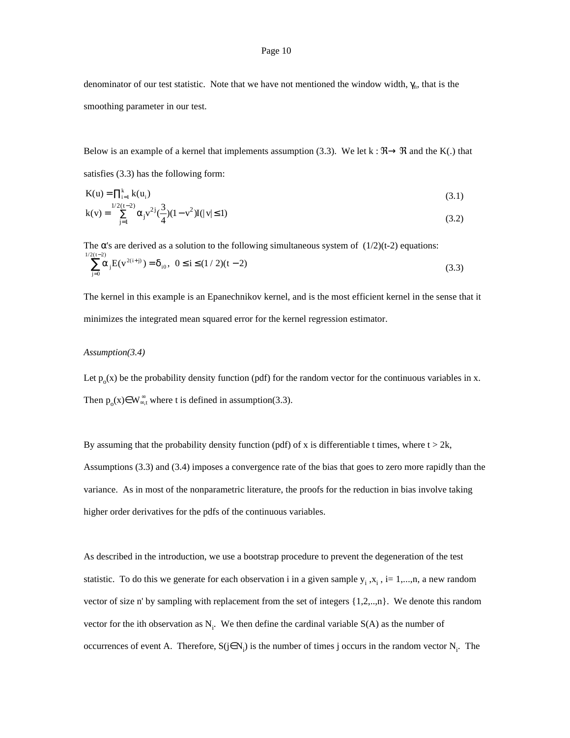denominator of our test statistic. Note that we have not mentioned the window width, $\gamma_n$, that is the smoothing parameter in our test.

Below is an example of a kernel that implements assumption (3.3). We let $k : \Re \rightarrow \Re$ and the K(.) that satisfies (3.3) has the following form:

$$K(u) = \prod_{i=1}^{k} k(u_i) \tag{3.1}$$

$$k(v) = \sum_{j=1}^{1/2(t-2)} \alpha_j v^{2j} (\frac{3}{4})(1 - v^2) I(|v| \leq 1) \tag{3.2}$$

The $\alpha$'s are derived as a solution to the following simultaneous system of (1/2)(t-2) equations:

$$\sum_{j=0}^{1/2(t-2)} \alpha_j E(v^{2(i+j)}) = \delta_{i0}, \;\; 0 \leq i \leq (1/2)(t-2) \tag{3.3}$$

The kernel in this example is an Epanechnikov kernel, and is the most efficient kernel in the sense that it minimizes the integrated mean squared error for the kernel regression estimator.

*Assumption(3.4)*

Let $p_o(x)$ be the probability density function (pdf) for the random vector for the continuous variables in x. Then $p_o(x) \in W^{\infty}_{\infty,t}$ where t is defined in assumption(3.3).

By assuming that the probability density function (pdf) of x is differentiable t times, where $t > 2k$, Assumptions (3.3) and (3.4) imposes a convergence rate of the bias that goes to zero more rapidly than the variance. As in most of the nonparametric literature, the proofs for the reduction in bias involve taking higher order derivatives for the pdfs of the continuous variables.

As described in the introduction, we use a bootstrap procedure to prevent the degeneration of the test statistic. To do this we generate for each observation i in a given sample $y_i$ ,$x_i$ , i= 1,...,n, a new random vector of size n' by sampling with replacement from the set of integers {1,2,..,n}. We denote this random vector for the ith observation as $N_i$. We then define the cardinal variable S(A) as the number of occurrences of event A. Therefore, $S(j \in N_i)$ is the number of times j occurs in the random vector $N_i$. The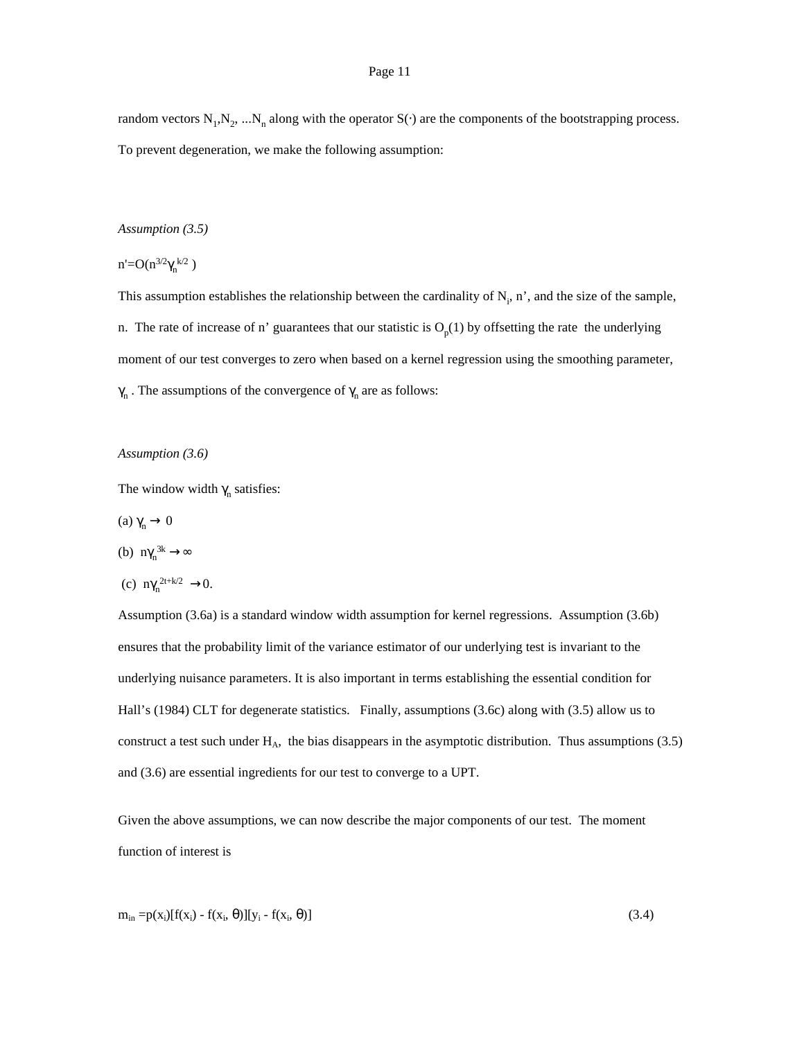random vectors $N_1, N_2, \ldots N_n$ along with the operator $S(\cdot)$ are the components of the bootstrapping process. To prevent degeneration, we make the following assumption:

*Assumption (3.5)*

$n' = O(n^{3/2}\gamma_n^{k/2})$

This assumption establishes the relationship between the cardinality of $N_i$, n', and the size of the sample, n. The rate of increase of n' guarantees that our statistic is $O_p(1)$ by offsetting the rate the underlying moment of our test converges to zero when based on a kernel regression using the smoothing parameter, $\gamma_n$. The assumptions of the convergence of $\gamma_n$ are as follows:

*Assumption (3.6)*

The window width $\gamma_n$ satisfies:

(a) $\gamma_n \rightarrow 0$

(b) $n\gamma_n^{3k} \rightarrow \infty$

(c) $n\gamma_n^{2t+k/2} \rightarrow 0$.

Assumption (3.6a) is a standard window width assumption for kernel regressions. Assumption (3.6b) ensures that the probability limit of the variance estimator of our underlying test is invariant to the underlying nuisance parameters. It is also important in terms establishing the essential condition for Hall's (1984) CLT for degenerate statistics. Finally, assumptions (3.6c) along with (3.5) allow us to construct a test such under $H_A$, the bias disappears in the asymptotic distribution. Thus assumptions (3.5) and (3.6) are essential ingredients for our test to converge to a UPT.

Given the above assumptions, we can now describe the major components of our test. The moment function of interest is

$$m_{in} = p(x_i)[f(x_i) - f(x_i, \theta)][y_i - f(x_i, \theta)] \tag{3.4}$$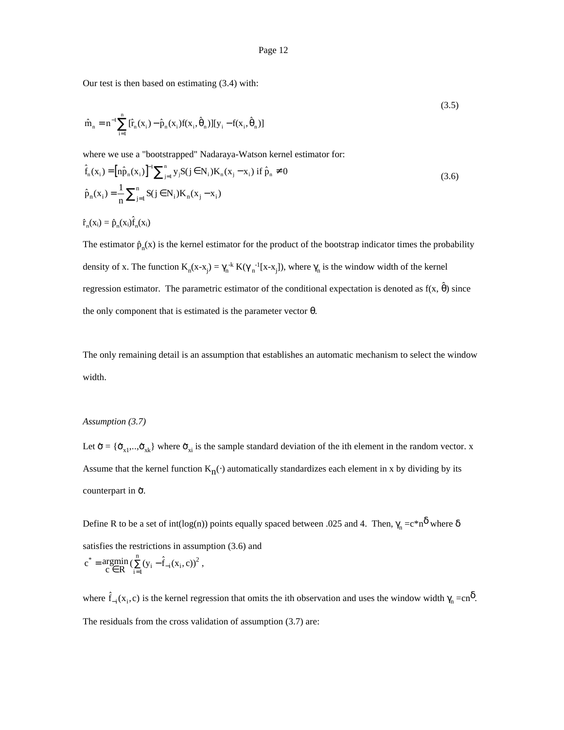Our test is then based on estimating (3.4) with:

$$\hat{m}_n = n^{-1}\sum_{i=1}^{n} [\hat{r}_n(x_i) - \hat{p}_n(x_i) f(x_i, \hat{\theta}_n)][y_i - f(x_i, \hat{\theta}_n)] \tag{3.5}$$

where we use a "bootstrapped" Nadaraya-Watson kernel estimator for:

$$\hat{f}_n(x_i) = \left[n\hat{p}_n(x_i)\right]^{-1} \sum_{j=1}^{n} y_j S(j \in N_i) K_n(x_j - x_i) \text{ if } \hat{p}_n \neq 0$$
$$\hat{p}_n(x_i) = \frac{1}{n}\sum_{j=1}^{n} S(j \in N_i) K_n(x_j - x_i) \tag{3.6}$$

$\hat{r}_n(x_i) = \hat{p}_n(x_i)\hat{f}_n(x_i)$

The estimator $\hat{p}_n(x)$ is the kernel estimator for the product of the bootstrap indicator times the probability density of x. The function $K_n(x-x_j) = \gamma_n^{-k} K(\gamma_n^{-1}[x-x_j])$, where $\gamma_n$ is the window width of the kernel regression estimator. The parametric estimator of the conditional expectation is denoted as $f(x, \hat{\theta})$ since the only component that is estimated is the parameter vector $\theta$.

The only remaining detail is an assumption that establishes an automatic mechanism to select the window width.

*Assumption (3.7)*

Let $\hat{\sigma} = \{\hat{\sigma}_{x1},..,\hat{\sigma}_{xk}\}$ where $\hat{\sigma}_{xi}$ is the sample standard deviation of the ith element in the random vector. x Assume that the kernel function $K_n(\cdot)$ automatically standardizes each element in x by dividing by its counterpart in $\hat{\sigma}$.

Define R to be a set of int(log(n)) points equally spaced between .025 and 4. Then, $\gamma_n = c^* n^{\delta}$ where $\delta$ satisfies the restrictions in assumption (3.6) and

$$c^* = \underset{c \in R}{\operatorname{argmin}} \left(\sum_{i=1}^{n} (y_i - \hat{f}_{-i}(x_i, c)\right)^2,$$

where $\hat{f}_{-i}(x_i, c)$ is the kernel regression that omits the ith observation and uses the window width $\gamma_n = cn^{\delta}$. The residuals from the cross validation of assumption (3.7) are: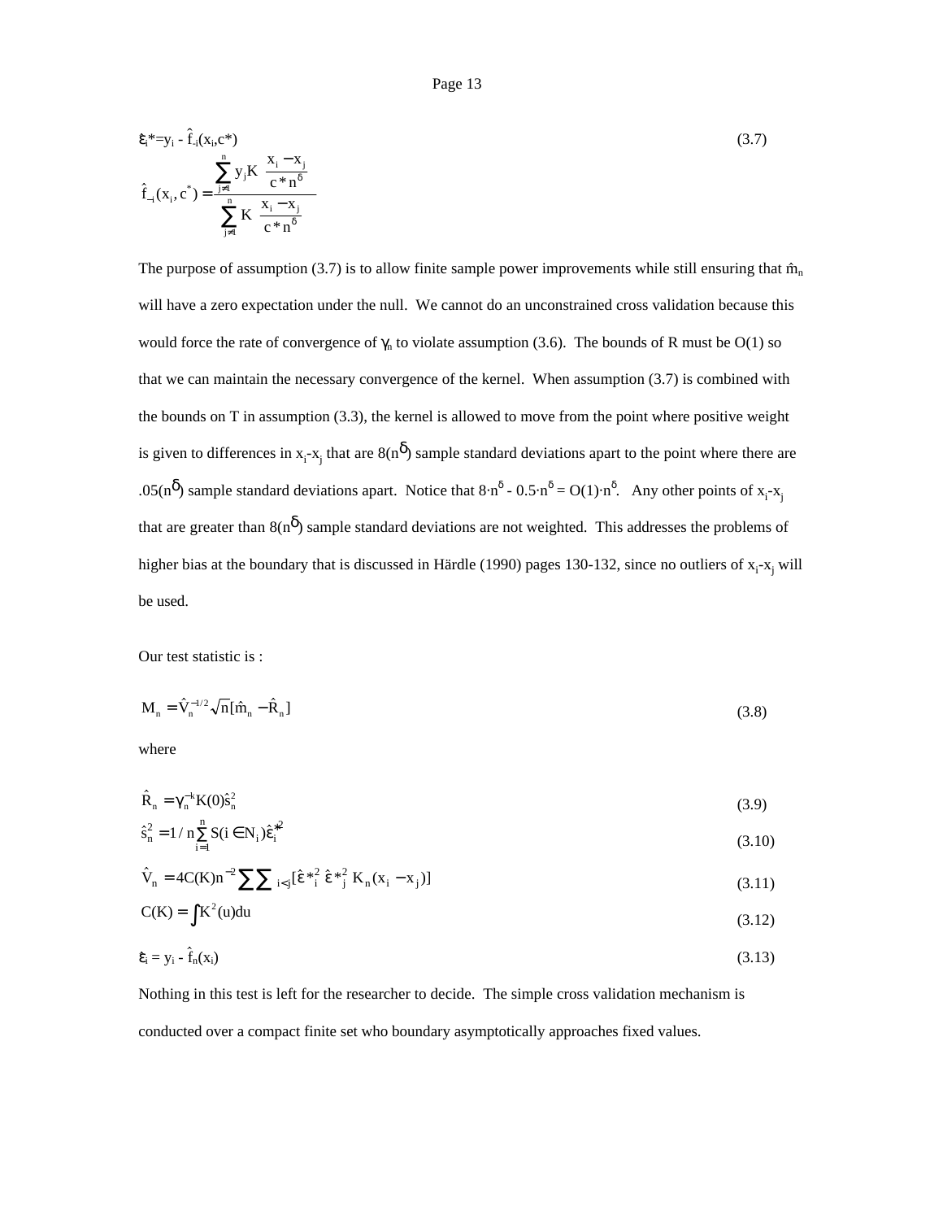$$\hat{\varepsilon}_i^* = y_i - \hat{f}_{-i}(x_i, c^*) \tag{3.7}$$

$$\hat{f}_{-i}(x_i, c^*) = \frac{\sum_{j\neq 1}^{n} y_j K\left(\frac{x_i - x_j}{c^* n^{\delta}}\right)}{\sum_{j \neq 1}^{n} K\left(\frac{x_i - x_j}{c^* n^{\delta}}\right)}$$

The purpose of assumption (3.7) is to allow finite sample power improvements while still ensuring that $\hat{m}_n$ will have a zero expectation under the null. We cannot do an unconstrained cross validation because this would force the rate of convergence of $\gamma_n$ to violate assumption (3.6). The bounds of R must be O(1) so that we can maintain the necessary convergence of the kernel. When assumption (3.7) is combined with the bounds on T in assumption (3.3), the kernel is allowed to move from the point where positive weight is given to differences in $x_i$-$x_j$ that are $8(n^{\delta})$ sample standard deviations apart to the point where there are $.05(n^{\delta})$ sample standard deviations apart. Notice that $8 \cdot n^{\delta} - 0.5 \cdot n^{\delta} = O(1) \cdot n^{\delta}$. Any other points of $x_i$-$x_j$ that are greater than $8(n^{\delta})$ sample standard deviations are not weighted. This addresses the problems of higher bias at the boundary that is discussed in Härdle (1990) pages 130-132, since no outliers of $x_i$-$x_j$ will be used.

Our test statistic is :

$$M_n = \hat{V}_n^{-1/2} \sqrt{n}[\hat{m}_n - \hat{R}_n] \tag{3.8}$$

where

$$\hat{R}_n = \gamma_n^{-k} K(0) \hat{s}_n^2 \tag{3.9}$$

$$\hat{s}_n^2 = 1/n \sum_{i=1}^{n} S(i \in N_i) \hat{\varepsilon}_i^{*2} \tag{3.10}$$

$$\hat{V}_n = 4C(K) n^{-2} \sum\sum_{i<j} [\hat{\varepsilon}_i^{*2} \hat{\varepsilon}_j^{*2} K_n(x_i - x_j)] \tag{3.11}$$

$$C(K) = \int K^2(u) du \tag{3.12}$$

$$\hat{\varepsilon}_i = y_i - \hat{f}_n(x_i) \tag{3.13}$$

Nothing in this test is left for the researcher to decide. The simple cross validation mechanism is conducted over a compact finite set who boundary asymptotically approaches fixed values.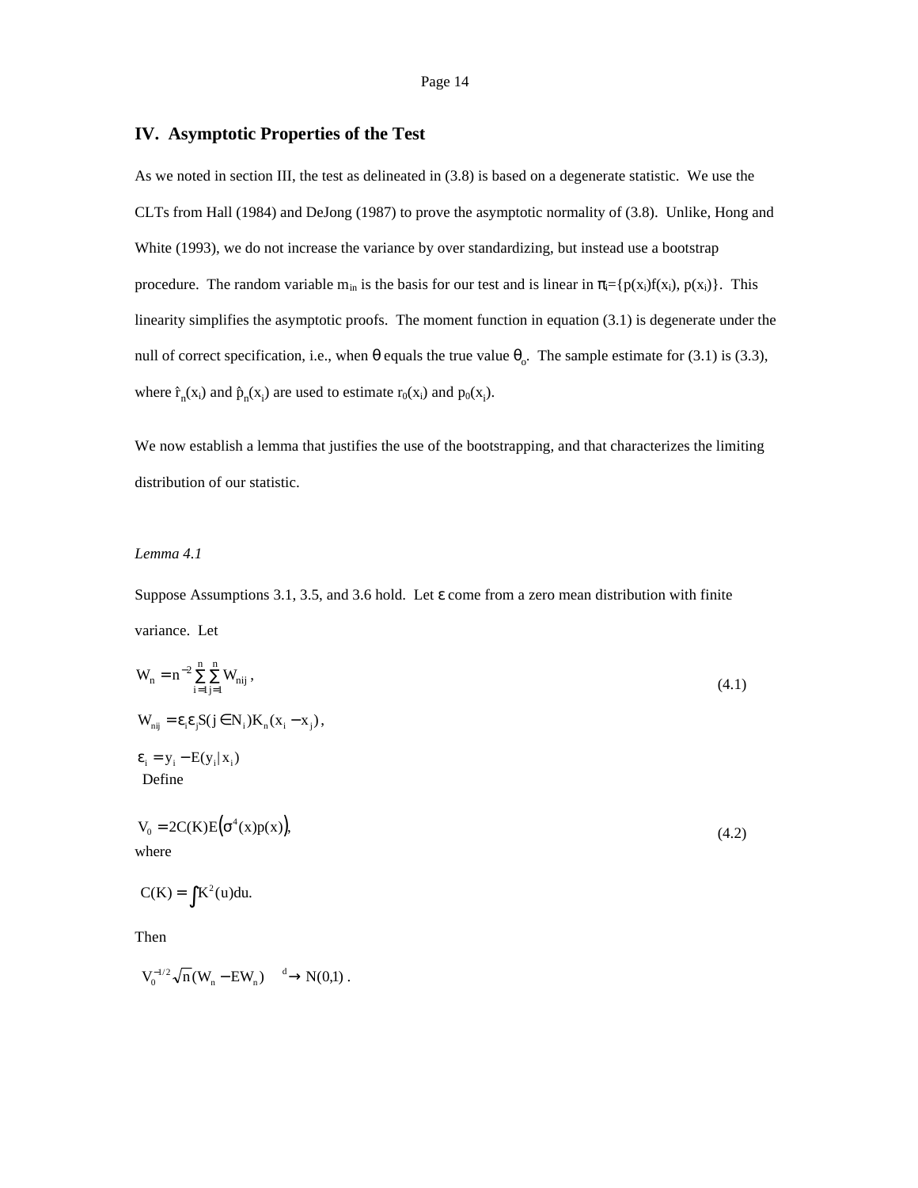## IV. Asymptotic Properties of the Test

As we noted in section III, the test as delineated in (3.8) is based on a degenerate statistic. We use the CLTs from Hall (1984) and DeJong (1987) to prove the asymptotic normality of (3.8). Unlike, Hong and White (1993), we do not increase the variance by over standardizing, but instead use a bootstrap procedure. The random variable $m_{in}$ is the basis for our test and is linear in $\pi_i=\{p(x_i)f(x_i), p(x_i)\}$. This linearity simplifies the asymptotic proofs. The moment function in equation (3.1) is degenerate under the null of correct specification, i.e., when $\theta$ equals the true value $\theta_o$. The sample estimate for (3.1) is (3.3), where $\hat{r}_n(x_i)$ and $\hat{p}_n(x_i)$ are used to estimate $r_0(x_i)$ and $p_0(x_i)$.

We now establish a lemma that justifies the use of the bootstrapping, and that characterizes the limiting distribution of our statistic.

*Lemma 4.1*

Suppose Assumptions 3.1, 3.5, and 3.6 hold. Let $\varepsilon$ come from a zero mean distribution with finite variance. Let

$$W_n = n^{-2}\sum_{i=1}^{n}\sum_{j=1}^{n} W_{nij}\,, \tag{4.1}$$

$$W_{nij} = \varepsilon_i \varepsilon_j S(j \in N_i) K_n(x_i - x_j)\,,$$

$$\varepsilon_i = y_i - E(y_i | x_i)$$

Define

$$V_0 = 2C(K)E\left(\sigma^4(x)p(x)\right), \tag{4.2}$$

where

$$C(K) = \int K^2(u)du.$$

Then

$$V_0^{-1/2}\sqrt{n}(W_n - EW_n) \xrightarrow{d} N(0,1)\,.$$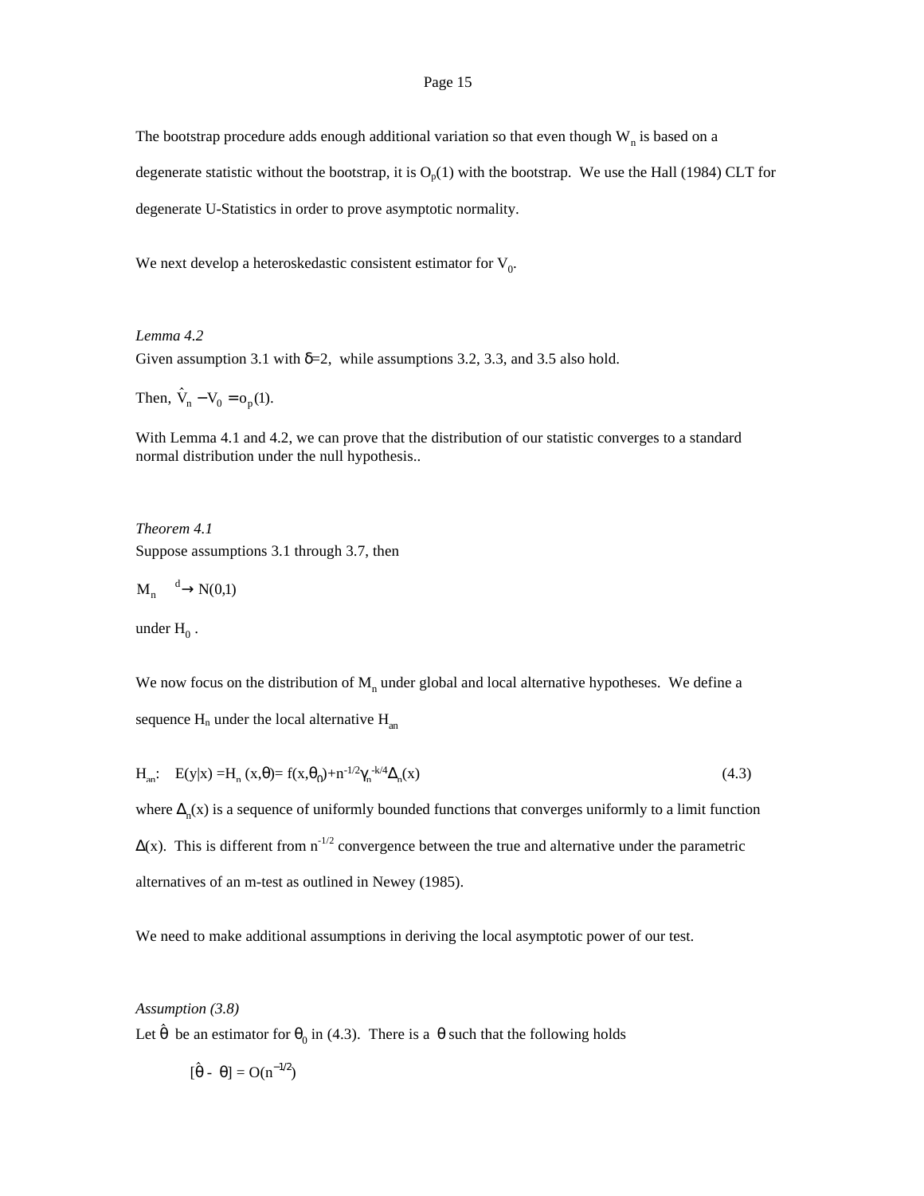The bootstrap procedure adds enough additional variation so that even though $W_n$ is based on a degenerate statistic without the bootstrap, it is $O_p(1)$ with the bootstrap. We use the Hall (1984) CLT for degenerate U-Statistics in order to prove asymptotic normality.

We next develop a heteroskedastic consistent estimator for $V_0$.

*Lemma 4.2*

Given assumption 3.1 with $\delta$=2, while assumptions 3.2, 3.3, and 3.5 also hold.

Then, $\hat{V}_n - V_0 = o_p(1)$.

With Lemma 4.1 and 4.2, we can prove that the distribution of our statistic converges to a standard normal distribution under the null hypothesis..

*Theorem 4.1*

Suppose assumptions 3.1 through 3.7, then

$$M_n \xrightarrow{d} N(0,1)$$

under $H_0$ .

We now focus on the distribution of $M_n$ under global and local alternative hypotheses. We define a sequence $H_n$ under the local alternative $H_{an}$

$$H_{an}: \quad E(y|x) = H_n(x,\theta) = f(x,\theta_0) + n^{-1/2}\gamma_n^{-k/4}\Delta_n(x) \tag{4.3}$$

where $\Delta_n(x)$ is a sequence of uniformly bounded functions that converges uniformly to a limit function $\Delta(x)$. This is different from $n^{-1/2}$ convergence between the true and alternative under the parametric alternatives of an m-test as outlined in Newey (1985).

We need to make additional assumptions in deriving the local asymptotic power of our test.

*Assumption (3.8)*

Let $\hat{\theta}$ be an estimator for $\theta_0$ in (4.3). There is a $\theta$ such that the following holds

$$[\hat{\theta} - \theta] = O(n^{-1/2})$$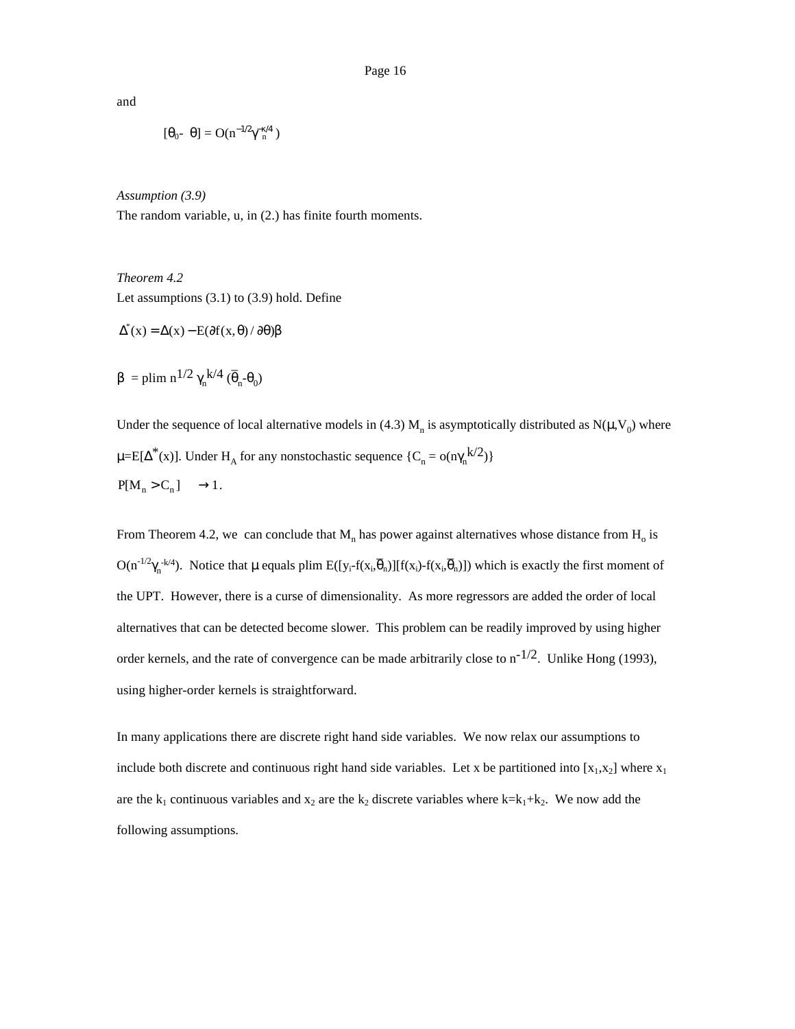and

$$[\theta_0 - \theta] = O(n^{-1/2}\gamma_n^{-\kappa/4})$$

*Assumption (3.9)*
The random variable, u, in (2.) has finite fourth moments.

*Theorem 4.2*
Let assumptions (3.1) to (3.9) hold. Define

$$\Delta^*(x) = \Delta(x) - E(\partial f(x,\theta)/\partial\theta)\beta$$

$$\beta = \text{plim } n^{1/2}\gamma_n^{k/4}(\bar{\theta}_n - \theta_0)$$

Under the sequence of local alternative models in (4.3) $M_n$ is asymptotically distributed as $N(\mu, V_0)$ where $\mu = E[\Delta^*(x)]$. Under $H_A$ for any nonstochastic sequence $\{C_n = o(n\gamma_n^{k/2})\}$
$P[M_n > C_n] \rightarrow 1$.

From Theorem 4.2, we can conclude that $M_n$ has power against alternatives whose distance from $H_o$ is $O(n^{-1/2}\gamma_n^{-k/4})$. Notice that $\mu$ equals plim $E([y_i - f(x_i,\bar{\theta}_n)][f(x_i) - f(x_i,\bar{\theta}_n)])$ which is exactly the first moment of the UPT. However, there is a curse of dimensionality. As more regressors are added the order of local alternatives that can be detected become slower. This problem can be readily improved by using higher order kernels, and the rate of convergence can be made arbitrarily close to $n^{-1/2}$. Unlike Hong (1993), using higher-order kernels is straightforward.

In many applications there are discrete right hand side variables. We now relax our assumptions to include both discrete and continuous right hand side variables. Let x be partitioned into $[x_1, x_2]$ where $x_1$ are the $k_1$ continuous variables and $x_2$ are the $k_2$ discrete variables where $k = k_1 + k_2$. We now add the following assumptions.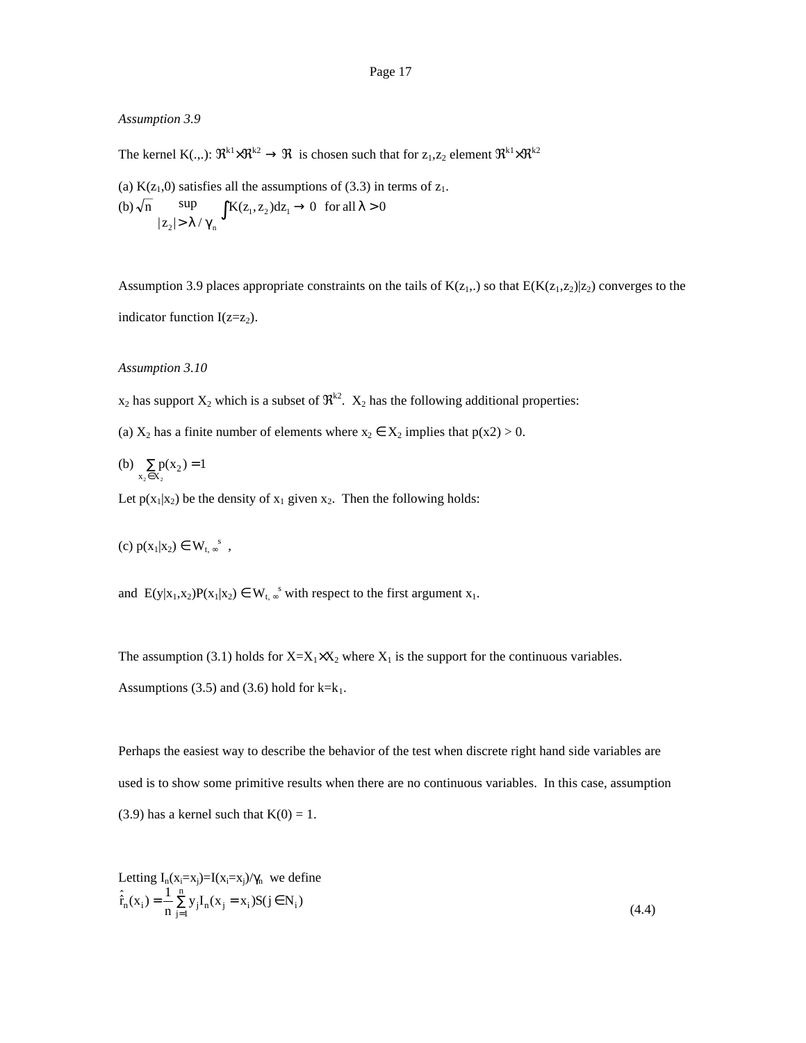*Assumption 3.9*

The kernel $K(.,.)$: $\Re^{k1} \times \Re^{k2} \rightarrow \Re$ is chosen such that for $z_1, z_2$ element $\Re^{k1} \times \Re^{k2}$

(a) $K(z_1,0)$ satisfies all the assumptions of (3.3) in terms of $z_1$.

(b) $\sqrt{n} \sup_{|z_2| > \lambda/\gamma_n} \int K(z_1, z_2) dz_1 \rightarrow 0$ for all $\lambda > 0$

Assumption 3.9 places appropriate constraints on the tails of $K(z_1,.)$ so that $E(K(z_1,z_2)|z_2)$ converges to the indicator function $I(z=z_2)$.

*Assumption 3.10*

$x_2$ has support $X_2$ which is a subset of $\Re^{k2}$. $X_2$ has the following additional properties:

(a) $X_2$ has a finite number of elements where $x_2 \in X_2$ implies that $p(x2) > 0$.

(b) $\sum_{x_2 \in X_2} p(x_2) = 1$

Let $p(x_1|x_2)$ be the density of $x_1$ given $x_2$. Then the following holds:

(c) $p(x_1|x_2) \in W_{t,\infty}^{s}$ ,

and $E(y|x_1,x_2)P(x_1|x_2) \in W_{t,\infty}^{s}$ with respect to the first argument $x_1$.

The assumption (3.1) holds for $X=X_1 \times X_2$ where $X_1$ is the support for the continuous variables. Assumptions (3.5) and (3.6) hold for $k=k_1$.

Perhaps the easiest way to describe the behavior of the test when discrete right hand side variables are used is to show some primitive results when there are no continuous variables. In this case, assumption (3.9) has a kernel such that $K(0) = 1$.

Letting $I_n(x_i=x_j)=I(x_i=x_j)/\gamma_n$ we define

$$\hat{\hat{r}}_n(x_i) = \frac{1}{n}\sum_{j=1}^{n} y_j I_n(x_j = x_i) S(j \in N_i) \tag{4.4}$$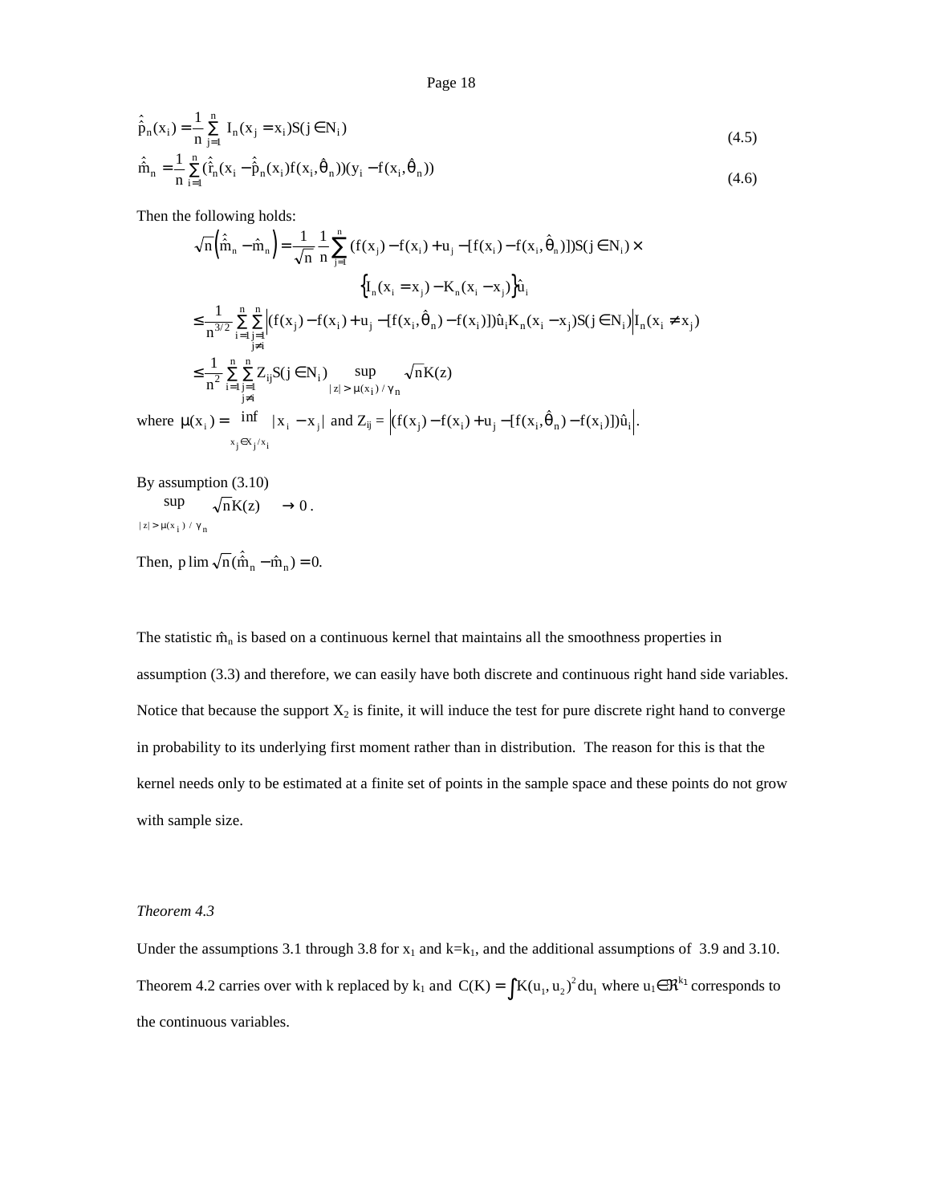$$\hat{\hat{p}}_n(x_i) = \frac{1}{n}\sum_{j=1}^{n} I_n(x_j = x_i) S(j \in N_i) \tag{4.5}$$

$$\hat{\hat{m}}_n = \frac{1}{n}\sum_{i=1}^{n}(\hat{f}_n(x_i - \hat{\hat{p}}_n(x_i) f(x_i, \hat{\theta}_n))(y_i - f(x_i, \hat{\theta}_n)) \tag{4.6}$$

Then the following holds:

$$\sqrt{n}\left(\hat{\hat{m}}_n - \hat{m}_n\right) = \frac{1}{\sqrt{n}}\frac{1}{n}\sum_{j=1}^{n}(f(x_j) - f(x_i) + u_j - [f(x_i) - f(x_i, \hat{\theta}_n)]) S(j \in N_i) \times \left\{ I_n(x_i = x_j) - K_n(x_i - x_j)\right\} \hat{u}_i$$

$$\leq \frac{1}{n^{3/2}}\sum_{i=1}^{n}\sum_{\substack{j=1 \\ j \neq i}}^{n} \left| (f(x_j) - f(x_i) + u_j - [f(x_i, \hat{\theta}_n) - f(x_i)]) \hat{u}_i K_n(x_i - x_j) S(j \in N_i) \right| I_n(x_i \neq x_j)$$

$$\leq \frac{1}{n^2}\sum_{i=1}^{n}\sum_{\substack{j=1 \\ j \neq i}}^{n} Z_{ij} S(j \in N_i) \sup_{|z| > \mu(x_i)/\gamma_n} \sqrt{n} K(z)$$

where $\mu(x_i) = \inf_{x_j \in X_j / x_i} |x_i - x_j|$ and $Z_{ij} = \left| (f(x_j) - f(x_i) + u_j - [f(x_i, \hat{\theta}_n) - f(x_i)]) \hat{u}_i \right|$.

By assumption (3.10)

$$\sup_{|z| > \mu(x_i)/\gamma_n} \sqrt{n} K(z) \rightarrow 0 .$$

Then, $\text{p}\lim \sqrt{n}(\hat{\hat{m}}_n - \hat{m}_n) = 0.$

The statistic $\hat{m}_n$ is based on a continuous kernel that maintains all the smoothness properties in assumption (3.3) and therefore, we can easily have both discrete and continuous right hand side variables. Notice that because the support $X_2$ is finite, it will induce the test for pure discrete right hand to converge in probability to its underlying first moment rather than in distribution. The reason for this is that the kernel needs only to be estimated at a finite set of points in the sample space and these points do not grow with sample size.

*Theorem 4.3*

Under the assumptions 3.1 through 3.8 for $x_1$ and $k=k_1$, and the additional assumptions of 3.9 and 3.10. Theorem 4.2 carries over with k replaced by $k_1$ and $C(K) = \int K(u_1, u_2)^2 du_1$ where $u_1 \in \Re^{k_1}$ corresponds to the continuous variables.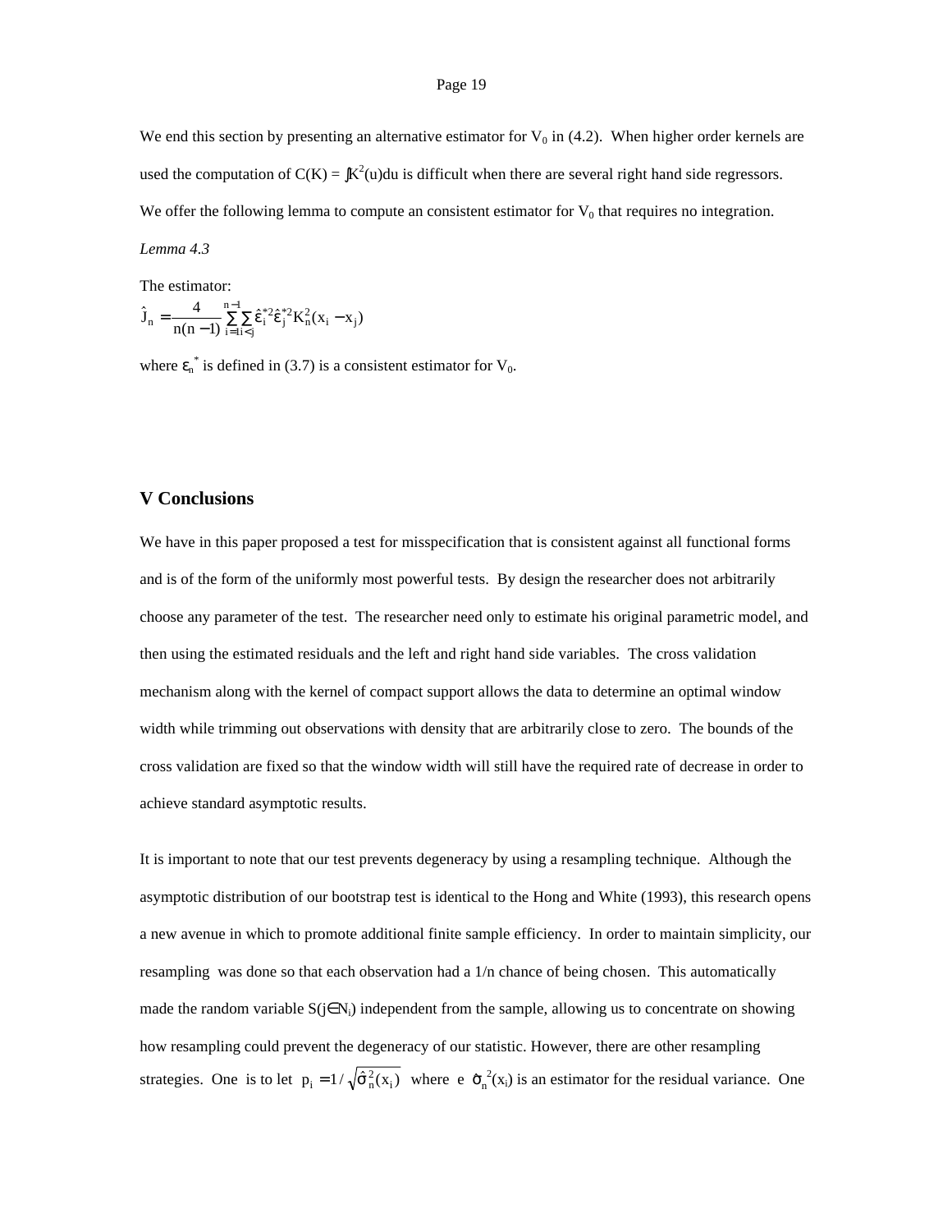We end this section by presenting an alternative estimator for $V_0$ in (4.2). When higher order kernels are used the computation of $C(K) = \int K^2(u)du$ is difficult when there are several right hand side regressors. We offer the following lemma to compute an consistent estimator for $V_0$ that requires no integration.

*Lemma 4.3*

The estimator:

$$\hat{J}_n = \frac{4}{n(n-1)} \sum_{i=1}^{n-1} \sum_{i<j} \hat{\varepsilon}_i^{*2} \hat{\varepsilon}_j^{*2} K_n^2(x_i - x_j)$$

where $\varepsilon_n^*$ is defined in (3.7) is a consistent estimator for $V_0$.

## V Conclusions

We have in this paper proposed a test for misspecification that is consistent against all functional forms and is of the form of the uniformly most powerful tests. By design the researcher does not arbitrarily choose any parameter of the test. The researcher need only to estimate his original parametric model, and then using the estimated residuals and the left and right hand side variables. The cross validation mechanism along with the kernel of compact support allows the data to determine an optimal window width while trimming out observations with density that are arbitrarily close to zero. The bounds of the cross validation are fixed so that the window width will still have the required rate of decrease in order to achieve standard asymptotic results.

It is important to note that our test prevents degeneracy by using a resampling technique. Although the asymptotic distribution of our bootstrap test is identical to the Hong and White (1993), this research opens a new avenue in which to promote additional finite sample efficiency. In order to maintain simplicity, our resampling was done so that each observation had a 1/n chance of being chosen. This automatically made the random variable $S(j \in N_i)$ independent from the sample, allowing us to concentrate on showing how resampling could prevent the degeneracy of our statistic. However, there are other resampling strategies. One is to let $p_i = 1/\sqrt{\hat{\sigma}_n^2(x_i)}$ where e $\hat{\sigma}_n^2(x_i)$ is an estimator for the residual variance. One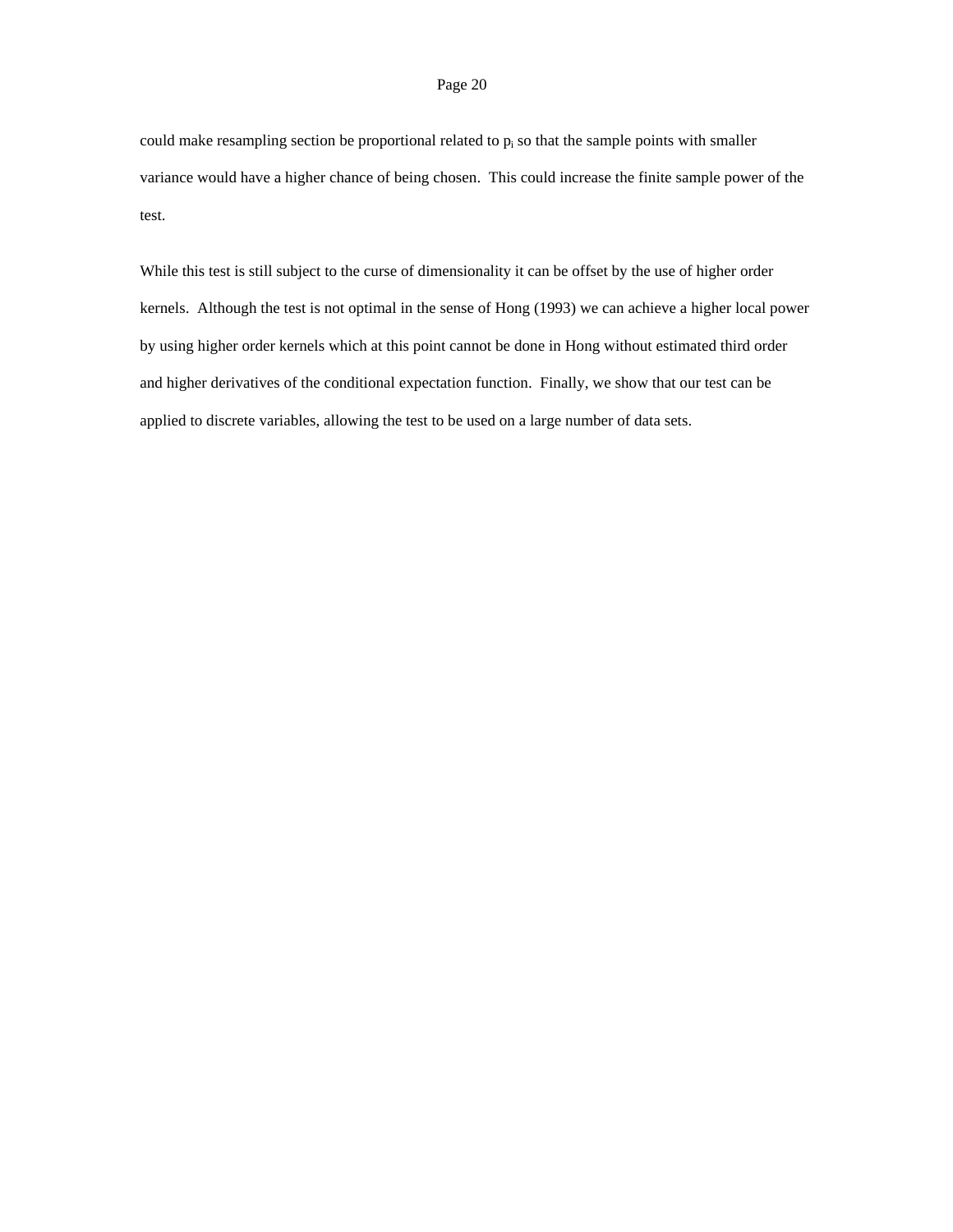could make resampling section be proportional related to $p_i$ so that the sample points with smaller variance would have a higher chance of being chosen. This could increase the finite sample power of the test.

While this test is still subject to the curse of dimensionality it can be offset by the use of higher order kernels. Although the test is not optimal in the sense of Hong (1993) we can achieve a higher local power by using higher order kernels which at this point cannot be done in Hong without estimated third order and higher derivatives of the conditional expectation function. Finally, we show that our test can be applied to discrete variables, allowing the test to be used on a large number of data sets.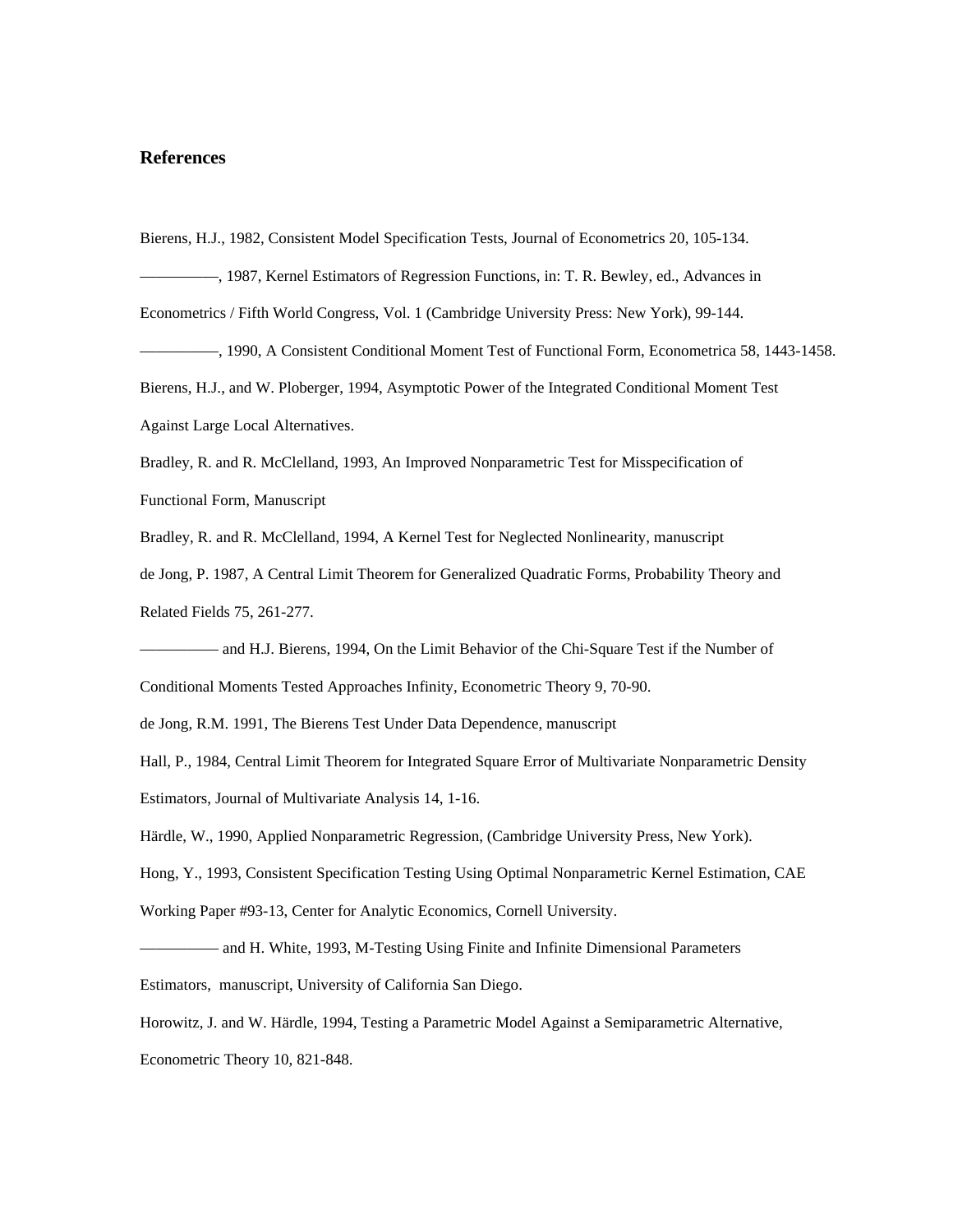## References

Bierens, H.J., 1982, Consistent Model Specification Tests, Journal of Econometrics 20, 105-134.

——————, 1987, Kernel Estimators of Regression Functions, in: T. R. Bewley, ed., Advances in Econometrics / Fifth World Congress, Vol. 1 (Cambridge University Press: New York), 99-144.

——————, 1990, A Consistent Conditional Moment Test of Functional Form, Econometrica 58, 1443-1458.

Bierens, H.J., and W. Ploberger, 1994, Asymptotic Power of the Integrated Conditional Moment Test Against Large Local Alternatives.

Bradley, R. and R. McClelland, 1993, An Improved Nonparametric Test for Misspecification of Functional Form, Manuscript

Bradley, R. and R. McClelland, 1994, A Kernel Test for Neglected Nonlinearity, manuscript

de Jong, P. 1987, A Central Limit Theorem for Generalized Quadratic Forms, Probability Theory and Related Fields 75, 261-277.

—————— and H.J. Bierens, 1994, On the Limit Behavior of the Chi-Square Test if the Number of Conditional Moments Tested Approaches Infinity, Econometric Theory 9, 70-90.

de Jong, R.M. 1991, The Bierens Test Under Data Dependence, manuscript

Hall, P., 1984, Central Limit Theorem for Integrated Square Error of Multivariate Nonparametric Density Estimators, Journal of Multivariate Analysis 14, 1-16.

Härdle, W., 1990, Applied Nonparametric Regression, (Cambridge University Press, New York).

Hong, Y., 1993, Consistent Specification Testing Using Optimal Nonparametric Kernel Estimation, CAE Working Paper #93-13, Center for Analytic Economics, Cornell University.

—————— and H. White, 1993, M-Testing Using Finite and Infinite Dimensional Parameters Estimators, manuscript, University of California San Diego.

Horowitz, J. and W. Härdle, 1994, Testing a Parametric Model Against a Semiparametric Alternative, Econometric Theory 10, 821-848.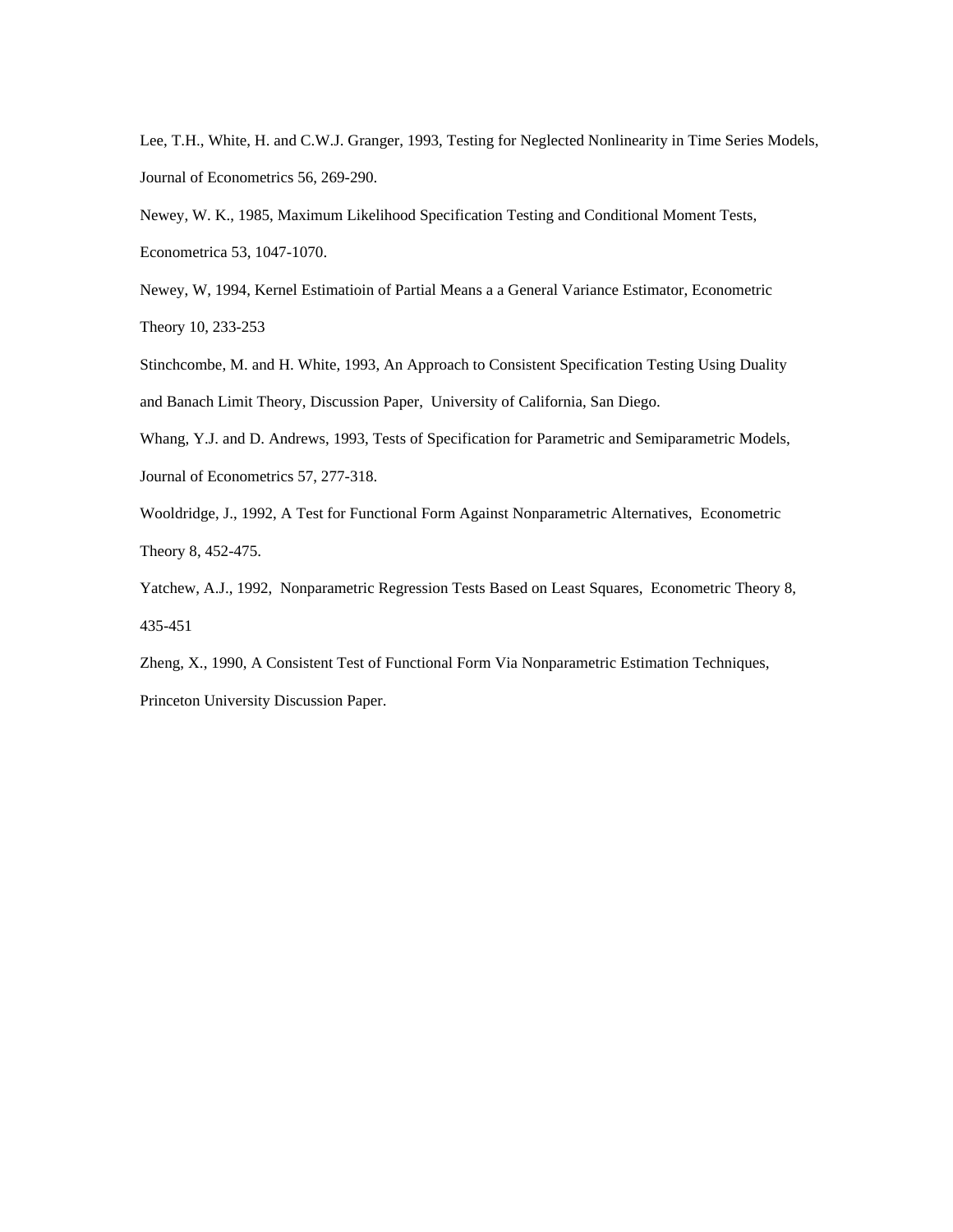Lee, T.H., White, H. and C.W.J. Granger, 1993, Testing for Neglected Nonlinearity in Time Series Models, Journal of Econometrics 56, 269-290.

Newey, W. K., 1985, Maximum Likelihood Specification Testing and Conditional Moment Tests, Econometrica 53, 1047-1070.

Newey, W, 1994, Kernel Estimatioin of Partial Means a a General Variance Estimator, Econometric Theory 10, 233-253

Stinchcombe, M. and H. White, 1993, An Approach to Consistent Specification Testing Using Duality and Banach Limit Theory, Discussion Paper, University of California, San Diego.

Whang, Y.J. and D. Andrews, 1993, Tests of Specification for Parametric and Semiparametric Models, Journal of Econometrics 57, 277-318.

Wooldridge, J., 1992, A Test for Functional Form Against Nonparametric Alternatives, Econometric Theory 8, 452-475.

Yatchew, A.J., 1992, Nonparametric Regression Tests Based on Least Squares, Econometric Theory 8, 435-451

Zheng, X., 1990, A Consistent Test of Functional Form Via Nonparametric Estimation Techniques, Princeton University Discussion Paper.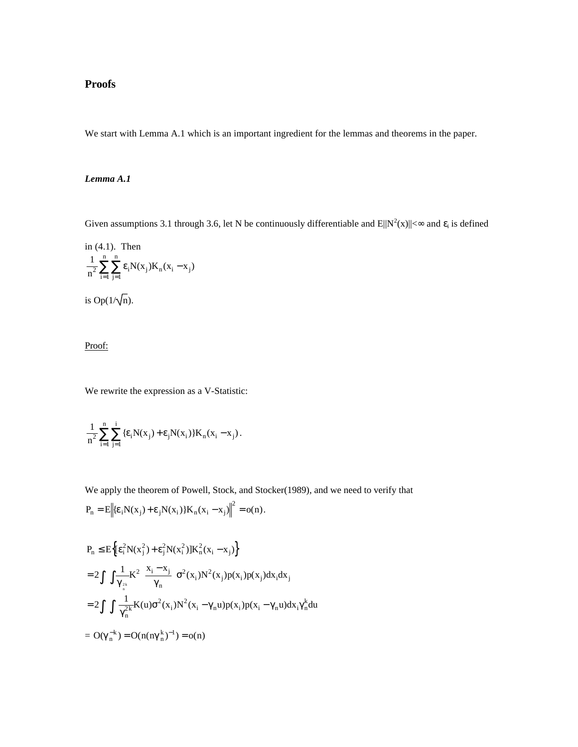## Proofs

We start with Lemma A.1 which is an important ingredient for the lemmas and theorems in the paper.

***Lemma A.1***

Given assumptions 3.1 through 3.6, let N be continuously differentiable and $E\|N^2(x)\|<\infty$ and $\varepsilon_i$ is defined in (4.1). Then

$$\frac{1}{n^2}\sum_{i=1}^{n}\sum_{j=1}^{n}\varepsilon_i N(x_j)K_n(x_i - x_j)$$

is $Op(1/\sqrt{n})$.

<u>Proof:</u>

We rewrite the expression as a V-Statistic:

$$\frac{1}{n^2}\sum_{i=1}^{n}\sum_{j=1}^{i}\{\varepsilon_i N(x_j) + \varepsilon_j N(x_i)\}K_n(x_i - x_j).$$

We apply the theorem of Powell, Stock, and Stocker(1989), and we need to verify that

$$P_n = E\left\|\{\varepsilon_i N(x_j) + \varepsilon_j N(x_i)\}K_n(x_i - x_j)\right\|^2 = o(n).$$

$$P_n \le E\left\{[\varepsilon_i^2 N(x_j^2) + \varepsilon_j^2 N(x_i^2)]K_n^2(x_i - x_j)\right\}$$

$$= 2\int\int \frac{1}{\gamma_n^{2k}} K^2\left(\frac{x_i - x_j}{\gamma_n}\right)\sigma^2(x_i)N^2(x_j)p(x_i)p(x_j)dx_i dx_j$$

$$= 2\int\int \frac{1}{\gamma_n^{2k}} K(u)\sigma^2(x_i)N^2(x_i - \gamma_n u)p(x_i)p(x_i - \gamma_n u)dx_i\gamma_n^k du$$

$$= O(\gamma_n^{-k}) = O(n(n\gamma_n^k)^{-1}) = o(n)$$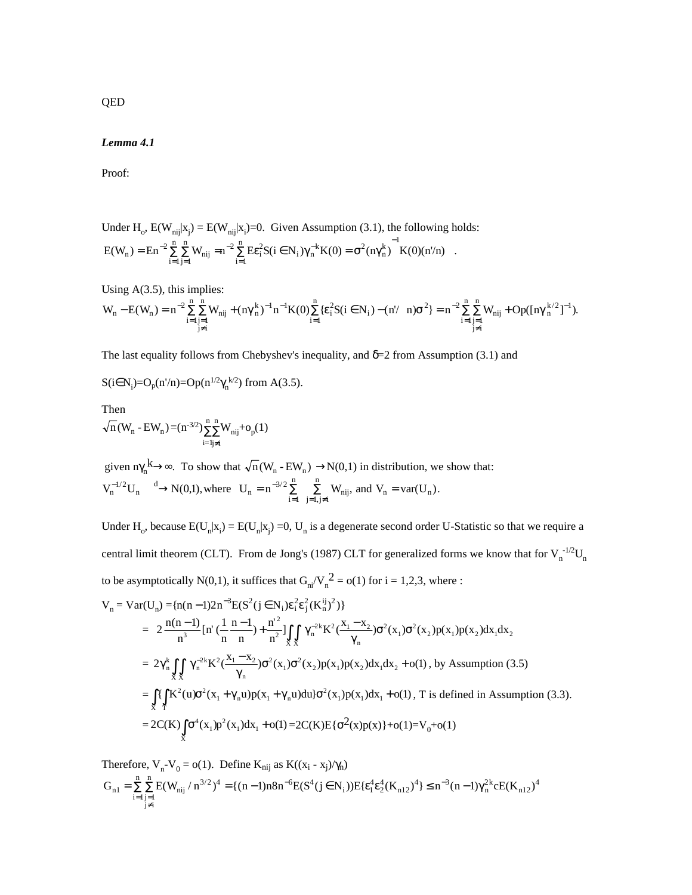QED

***Lemma 4.1***

Proof:

Under $H_o$, $E(W_{nij}|x_j) = E(W_{nij}|x_i)=0$. Given Assumption (3.1), the following holds:

$$E(W_n) = En^{-2}\sum_{i=1}^{n}\sum_{j=1}^{n} W_{nij} = n^{-2}\sum_{i=1}^{n} E\varepsilon_i^2 S(i \in N_i)\gamma_n^{-k}K(0) = \sigma^2 (n\gamma_n^k)^{-1} K(0)(n'/n) \quad .$$

Using A(3.5), this implies:

$$W_n - E(W_n) = n^{-2}\sum_{i=1}^{n}\sum_{\substack{j=1 \\ j\neq i}}^{n} W_{nij} + (n\gamma_n^k)^{-1} n^{-1} K(0)\sum_{i=1}^{n}\{\varepsilon_i^2 S(i \in N_i) - (n'/\ \ n)\sigma^2\} = n^{-2}\sum_{i=1}^{n}\sum_{\substack{j=1 \\ j\neq i}}^{n} W_{nij} + Op([n\gamma_n^{k/2}]^{-1}).$$

The last equality follows from Chebyshev's inequality, and $\delta$=2 from Assumption (3.1) and

$S(i \in N_i)=O_p(n'/n)=Op(n^{1/2}\gamma_n^{k/2})$ from A(3.5).

Then

$$\sqrt{n}(W_n - EW_n) = (n^{-3/2})\sum_{i=1}^{n}\sum_{j\neq i}^{n} W_{nij} + o_p(1)$$

given $n\gamma_n^k \rightarrow \infty$. To show that $\sqrt{n}(W_n - EW_n) \rightarrow N(0,1)$ in distribution, we show that:

$$V_n^{-1/2}U_n \xrightarrow{d} N(0,1), \text{where} \quad U_n = n^{-3/2}\sum_{i=1}^{n}\ \sum_{j=1, j\neq i}^{n} W_{nij}, \text{ and } V_n = \text{var}(U_n).$$

Under $H_o$, because $E(U_n|x_i) = E(U_n|x_j) =0$, $U_n$ is a degenerate second order U-Statistic so that we require a central limit theorem (CLT). From de Jong's (1987) CLT for generalized forms we know that for $V_n^{-1/2}U_n$ to be asymptotically N(0,1), it suffices that $G_{ni}/V_n^2 = o(1)$ for i = 1,2,3, where :

$$V_n = \text{Var}(U_n) = \{n(n-1)2n^{-3}E(S^2(j \in N_i)\varepsilon_i^2\varepsilon_j^2(K_n^{ij})^2)\}$$

$$= \ 2\frac{n(n-1)}{n^3}[n'(\frac{1}{n}\frac{n-1}{n}) + \frac{n'^2}{n^2}]\int_X\int_X \gamma_n^{-2k}K^2(\frac{x_1 - x_2}{\gamma_n})\sigma^2(x_1)\sigma^2(x_2)p(x_1)p(x_2)dx_1dx_2$$

$$= \ 2\gamma_n^k\int_X\int_X \gamma_n^{-2k}K^2(\frac{x_1 - x_2}{\gamma_n})\sigma^2(x_1)\sigma^2(x_2)p(x_1)p(x_2)dx_1dx_2 + o(1) \text{, by Assumption (3.5)}$$

$$= \int_X\{\int_T K^2(u)\sigma^2(x_1 + \gamma_n u)p(x_1 + \gamma_n u)du\}\sigma^2(x_1)p(x_1)dx_1 + o(1) \text{, T is defined in Assumption (3.3).}$$

$$= 2C(K)\int_X \sigma^4(x_1)p^2(x_1)dx_1 + o(1) = 2C(K)E\{\sigma^2(x)p(x)\} + o(1) = V_0 + o(1)$$

Therefore, $V_n-V_0 = o(1)$. Define $K_{nij}$ as $K((x_i - x_j)/\gamma_n)$

$$G_{n1} = \sum_{i=1}^{n}\sum_{\substack{j=1 \\ j\neq i}}^{n} E(W_{nij}/n^{3/2})^4 = \{(n-1)n8n^{-6}E(S^4(j \in N_i))E\{\varepsilon_1^4\varepsilon_2^4(K_{n12})^4\} \leq n^{-3}(n-1)\gamma_n^{2k}cE(K_{n12})^4$$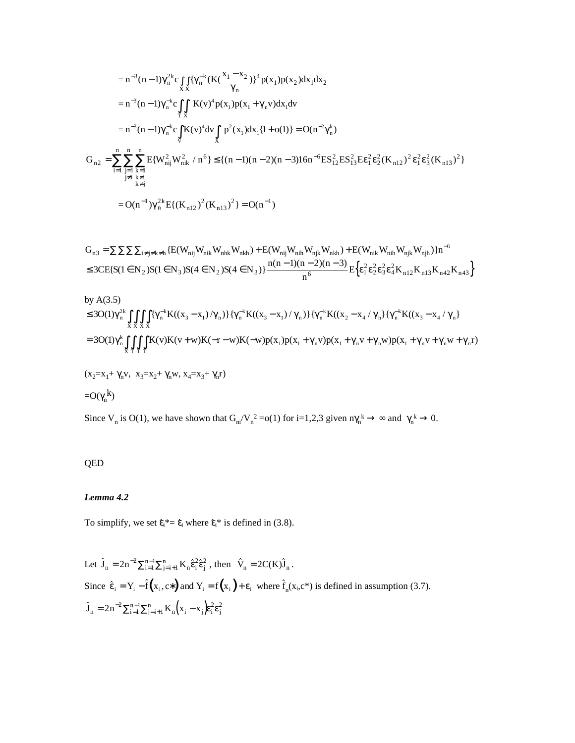$$= n^{-3}(n-1)\gamma_n^{2k} c \int_X \int_X \{\gamma_n^{-k}(K(\frac{x_1 - x_2}{\gamma_n}))\}^4 p(x_1)p(x_2)dx_1 dx_2$$

$$= n^{-3}(n-1)\gamma_n^{-k} c \int_V \int_X K(v)^4 p(x_1)p(x_1 + \gamma_n v)dx_1 dv$$

$$= n^{-3}(n-1)\gamma_n^{-k} c \int_V K(v)^4 dv \int_X p^2(x_1)dx_1\{1+o(1)\} = O(n^{-2}\gamma_n^k)$$

$$G_{n2} = \sum_{i=1}^{n} \sum_{\substack{j=1 \\ j\neq i}}^{n} \sum_{\substack{k=1 \\ k\neq i \\ k\neq j}}^{n} E\{W_{nij}^2 W_{nik}^2 / n^6\} \le \{(n-1)(n-2)(n-3)16n^{-6} ES_{12}^2 ES_{13}^2 E\varepsilon_1^2 \varepsilon_2^2 (K_{n12})^2 \varepsilon_1^2 \varepsilon_3^2 (K_{n13})^2\}$$

$$= O(n^{-1})\gamma_n^{2k} E\{(K_{n12})^2 (K_{n13})^2\} = O(n^{-1})$$

$$G_{n3} = \sum\sum\sum\sum_{i\neq j\neq k\neq h}\{E(W_{nij}W_{nik}W_{nhk}W_{nkh}) + E(W_{nij}W_{nih}W_{njk}W_{nkh}) + E(W_{nik}W_{nih}W_{njk}W_{njh})\}n^{-6}$$

$$\le 3CE\{S(1\in N_2)S(1\in N_3)S(4\in N_2)S(4\in N_3)\}\frac{n(n-1)(n-2)(n-3)}{n^6}E\left\{\varepsilon_1^2\varepsilon_2^2\varepsilon_3^2\varepsilon_4^2 K_{n12}K_{n13}K_{n42}K_{n43}\right\}$$

by A(3.5)

$$\le 3O(1)\gamma_n^{2k}\int_X\int_X\int_X\int_X\{\gamma_n^{-k}K((x_3 - x_1)/\gamma_n)\}\{\gamma_n^{-k}K((x_3 - x_1)/\gamma_n)\}\{\gamma_n^{-k}K((x_2 - x_4/\gamma_n)\}\{\gamma_n^{-k}K((x_3 - x_4/\gamma_n)\}$$

$$= 3O(1)\gamma_n^{k}\int_X\int_T\int_T\int_T K(v)K(v+w)K(-r-w)K(-w)p(x_1)p(x_1+\gamma_n v)p(x_1+\gamma_n v+\gamma_n w)p(x_1+\gamma_n v+\gamma_n w+\gamma_n r)$$

($x_2=x_1+\gamma_n v$, $x_3=x_2+\gamma_n w$, $x_4=x_3+\gamma_n r$)

$=O(\gamma_n^k)$

Since $V_n$ is O(1), we have shown that $G_{ni}/V_n^2 = o(1)$ for i=1,2,3 given $n\gamma_n^k \to \infty$ and $\gamma_n^k \to 0$.

QED

***Lemma 4.2***

To simplify, we set $\hat{\varepsilon}_i^* = \hat{\varepsilon}_i$ where $\hat{\varepsilon}_i^*$ is defined in (3.8).

Let $\hat{J}_n = 2n^{-2}\sum_{i=1}^{n-1}\sum_{j=i+1}^{n} K_n \hat{\varepsilon}_i^2 \hat{\varepsilon}_j^2$, then $\hat{V}_n = 2C(K)\hat{J}_n$.

Since $\hat{\varepsilon}_i = Y_i - \hat{f}(x_i, c*)$ and $Y_i = f(x_i) + \varepsilon_i$ where $\hat{f}_n(x_i,c^*)$ is defined in assumption (3.7).

$\hat{J}_n = 2n^{-2}\sum_{i=1}^{n-1}\sum_{j=i+1}^{n} K_n(x_i - x_j)\hat{\varepsilon}_i^2 \hat{\varepsilon}_j^2$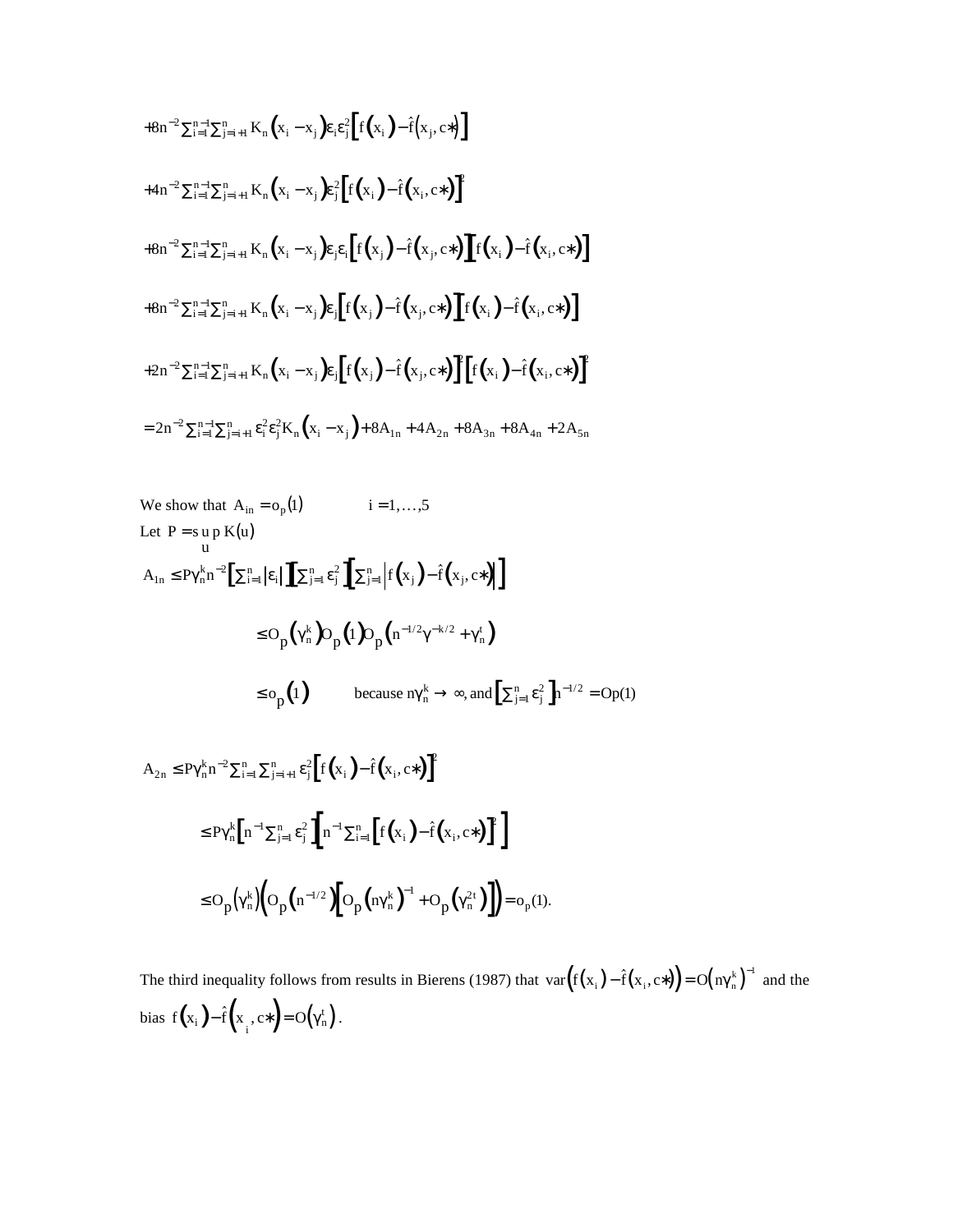$$+8n^{-2}\sum_{i=1}^{n-1}\sum_{j=i+1}^{n} K_n\left(x_i - x_j\right)\varepsilon_i\varepsilon_j^2\left[f\left(x_i\right) - \hat{f}\left(x_j, c*\right)\right]$$

$$+4n^{-2}\sum_{i=1}^{n-1}\sum_{j=i+1}^{n} K_n\left(x_i - x_j\right)\varepsilon_j^2\left[f\left(x_i\right) - \hat{f}\left(x_i, c*\right)\right]^2$$

$$+8n^{-2}\sum_{i=1}^{n-1}\sum_{j=i+1}^{n} K_n\left(x_i - x_j\right)\varepsilon_j\varepsilon_i\left[f\left(x_j\right) - \hat{f}\left(x_j, c*\right)\right]\left[f\left(x_i\right) - \hat{f}\left(x_i, c*\right)\right]$$

$$+8n^{-2}\sum_{i=1}^{n-1}\sum_{j=i+1}^{n} K_n\left(x_i - x_j\right)\varepsilon_j\left[f\left(x_j\right) - \hat{f}\left(x_j, c*\right)\right]\left[f\left(x_i\right) - \hat{f}\left(x_i, c*\right)\right]$$

$$+2n^{-2}\sum_{i=1}^{n-1}\sum_{j=i+1}^{n} K_n\left(x_i - x_j\right)\varepsilon_j\left[f\left(x_j\right) - \hat{f}\left(x_j, c*\right)\right]^2\left[f\left(x_i\right) - \hat{f}\left(x_i, c*\right)\right]^2$$

$$= 2n^{-2}\sum_{i=1}^{n-1}\sum_{j=i+1}^{n} \varepsilon_i^2\varepsilon_j^2 K_n\left(x_i - x_j\right) + 8A_{1n} + 4A_{2n} + 8A_{3n} + 8A_{4n} + 2A_{5n}$$

We show that $A_{in} = o_p(1) \qquad i = 1, \ldots, 5$

Let $P = \sup_u K(u)$

$$A_{1n} \le P\gamma_n^k n^{-2}\left[\sum_{i=1}^{n}\left|\varepsilon_i\right|\right]\left[\sum_{j=1}^{n}\varepsilon_j^2\right]\left[\sum_{j=1}^{n}\left|f\left(x_j\right) - \hat{f}\left(x_j, c*\right)\right|\right]$$

$$\le O_p\left(\gamma_n^k\right)O_p(1)O_p\left(n^{-1/2}\gamma^{-k/2} + \gamma_n^t\right)$$

$$\le o_p(1) \qquad \text{because } n\gamma_n^k \to \infty, \text{ and } \left[\sum_{j=1}^{n}\varepsilon_j^2\right]n^{-1/2} = Op(1)$$

$$A_{2n} \le P\gamma_n^k n^{-2}\sum_{i=1}^{n}\sum_{j=i+1}^{n}\varepsilon_j^2\left[f\left(x_i\right) - \hat{f}\left(x_i, c*\right)\right]^2$$

$$\le P\gamma_n^k\left[n^{-1}\sum_{j=1}^{n}\varepsilon_j^2\right]\left[n^{-1}\sum_{i=1}^{n}\left[f\left(x_i\right) - \hat{f}\left(x_i, c*\right)\right]^2\right]$$

$$\le O_p\left(\gamma_n^k\right)\left(O_p\left(n^{-1/2}\right)\left[O_p\left(n\gamma_n^k\right)^{-1} + O_p\left(\gamma_n^{2t}\right)\right]\right) = o_p(1).$$

The third inequality follows from results in Bierens (1987) that $\text{var}\left(f\left(x_i\right) - \hat{f}\left(x_i, c*\right)\right) = O\left(n\gamma_n^k\right)^{-1}$ and the bias $f\left(x_i\right) - \hat{f}\left(x_i, c*\right) = O\left(\gamma_n^t\right)$.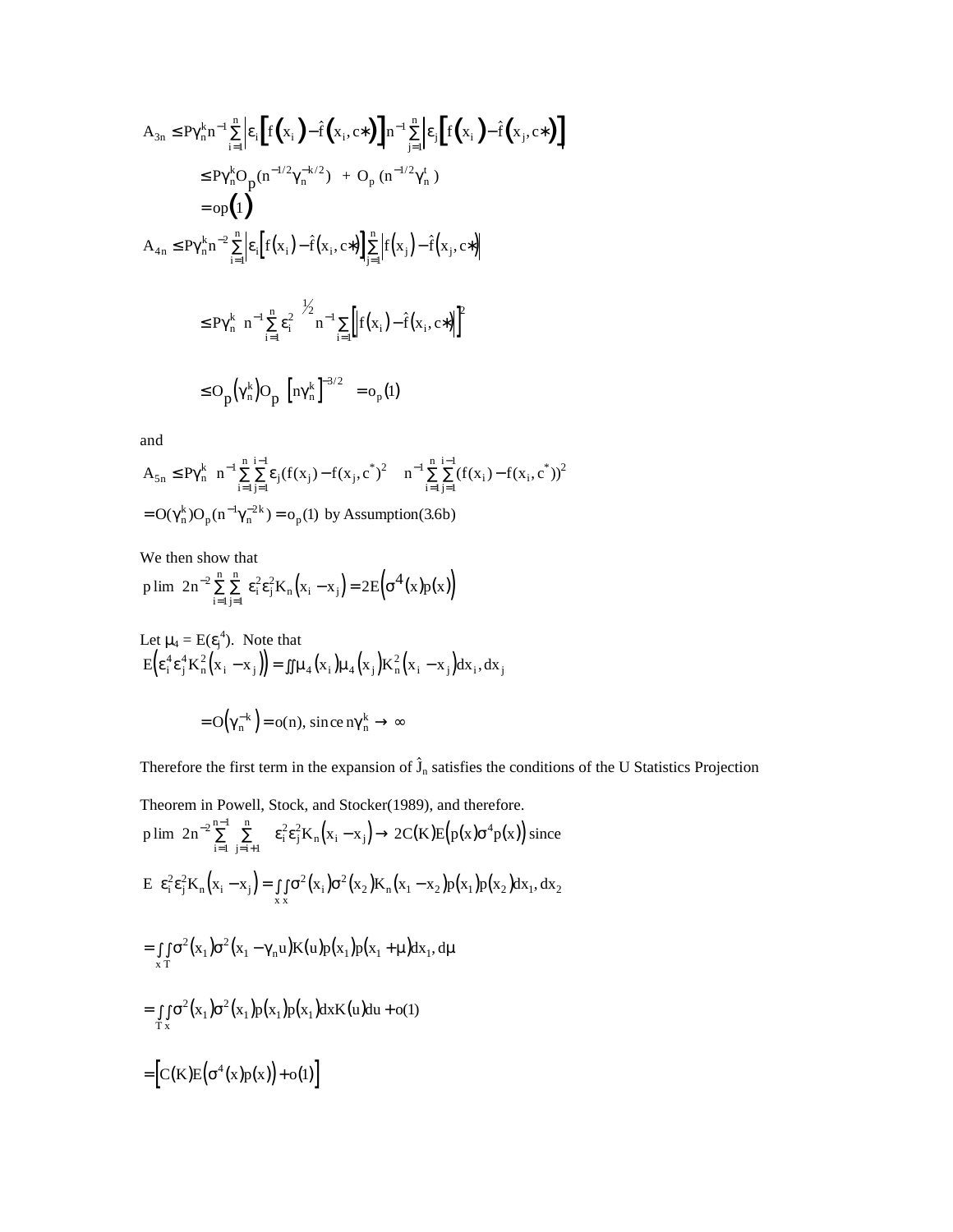$$A_{3n} \leq P\gamma_n^k n^{-1}\sum_{i=1}^{n}\left|\varepsilon_i\left[f(x_i)-\hat{f}(x_i,c*)\right]\right| n^{-1}\sum_{j=1}^{n}\left|\varepsilon_j\left[f(x_i)-\hat{f}(x_j,c*)\right]\right|$$

$$\leq P\gamma_n^k O_p(n^{-1/2}\gamma_n^{-k/2}) \; + \; O_p(n^{-1/2}\gamma_n^t)$$

$$= op(1)$$

$$A_{4n} \leq P\gamma_n^k n^{-2}\sum_{i=1}^{n}\left|\varepsilon_i\left[f(x_i)-\hat{f}(x_i,c*)\right]\sum_{j=1}^{n}\left|f(x_j)-\hat{f}(x_j,c*)\right|\right|$$

$$\leq P\gamma_n^k \; n^{-1}\sum_{i=1}^{n}\varepsilon_i^2 \; {}^{1\!/\!2} \; n^{-1}\sum_{i=1}\left[\left|f(x_i)-\hat{f}(x_i,c*)\right|\right]^2$$

$$\leq O_p(\gamma_n^k)O_p\left[n\gamma_n^k\right]^{-3/2} \quad = o_p(1)$$

and

$$A_{5n} \leq P\gamma_n^k \; n^{-1}\sum_{i=1}^{n}\sum_{j=1}^{i-1}\varepsilon_j(f(x_j)-f(x_j,c^*)^2 \quad n^{-1}\sum_{i=1}^{n}\sum_{j=1}^{i-1}(f(x_i)-f(x_i,c^*))^2$$

$$= O(\gamma_n^k)O_p(n^{-1}\gamma_n^{-2k}) = o_p(1) \text{ by Assumption(3.6b)}$$

We then show that

$$p\lim \; 2n^{-2}\sum_{i=1}^{n}\sum_{j=1}^{n}\varepsilon_i^2\varepsilon_j^2 K_n(x_i - x_j) = 2E\left(\sigma^4(x)p(x)\right)$$

Let $\mu_4 = E(\varepsilon_j^4)$. Note that

$$E\left(\varepsilon_i^4\varepsilon_j^4 K_n^2(x_i - x_j)\right) = \iint \mu_4(x_i)\mu_4(x_j)K_n^2(x_i - x_j)dx_i, dx_j$$

$$= O\left(\gamma_n^{-k}\right) = o(n), \text{ since } n\gamma_n^k \to \infty$$

Therefore the first term in the expansion of $\hat{J}_n$ satisfies the conditions of the U Statistics Projection Theorem in Powell, Stock, and Stocker(1989), and therefore.

$$p\lim \; 2n^{-2}\sum_{i=1}^{n-1}\sum_{j=i+1}^{n}\varepsilon_i^2\varepsilon_j^2 K_n(x_i - x_j) \to 2C(K)E\left(p(x)\sigma^4 p(x)\right) \text{ since}$$

$$E \; \varepsilon_i^2\varepsilon_j^2 K_n(x_i - x_j) = \int_x\int_x \sigma^2(x_i)\sigma^2(x_2)K_n(x_1 - x_2)p(x_1)p(x_2)dx_1, dx_2$$

$$= \int_x\int_T \sigma^2(x_1)\sigma^2(x_1 - \gamma_n u)K(u)p(x_1)p(x_1 + \mu)dx_1, d\mu$$

$$= \int_T\int_x \sigma^2(x_1)\sigma^2(x_1)p(x_1)p(x_1)dx K(u)du + o(1)$$

$$= \left[C(K)E\left(\sigma^4(x)p(x)\right) + o(1)\right]$$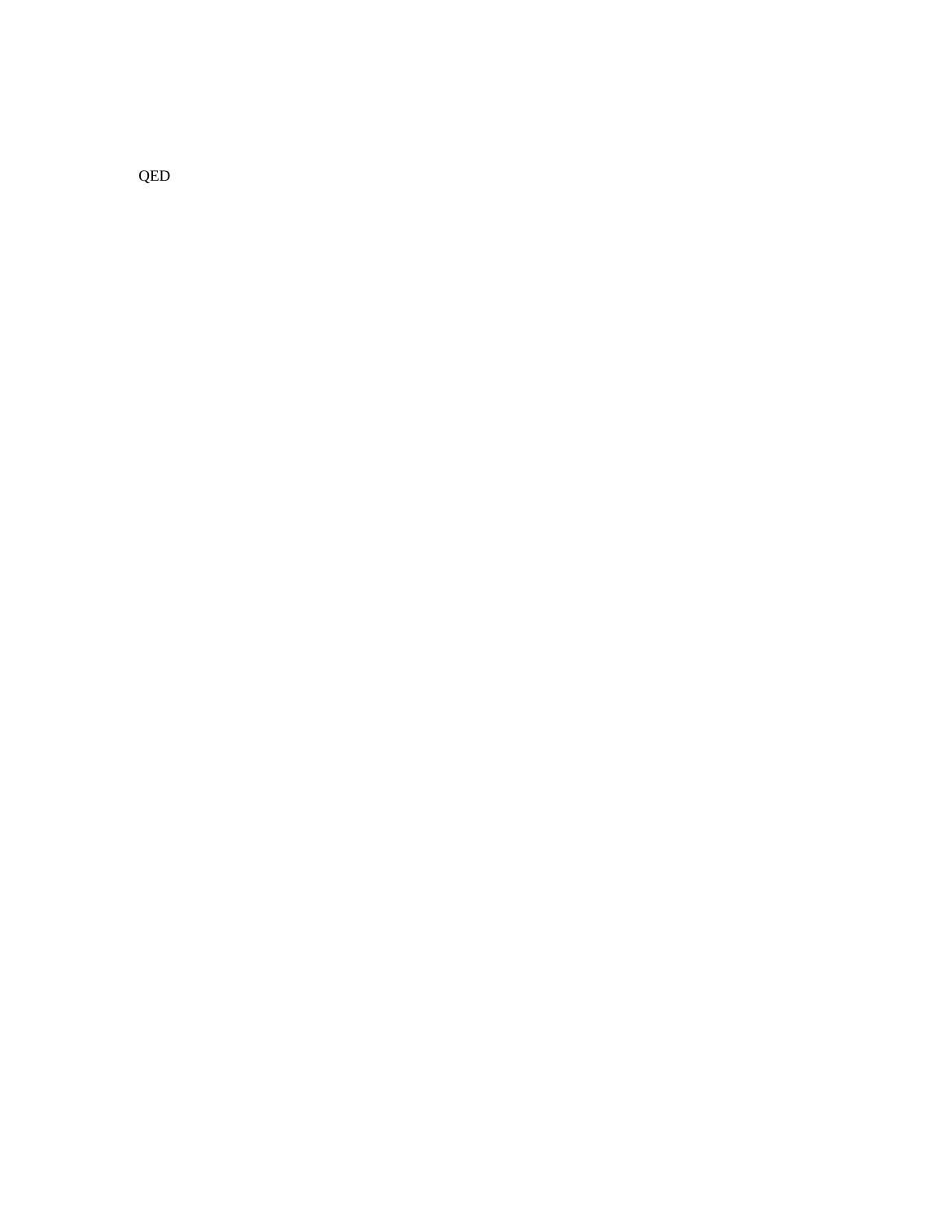QED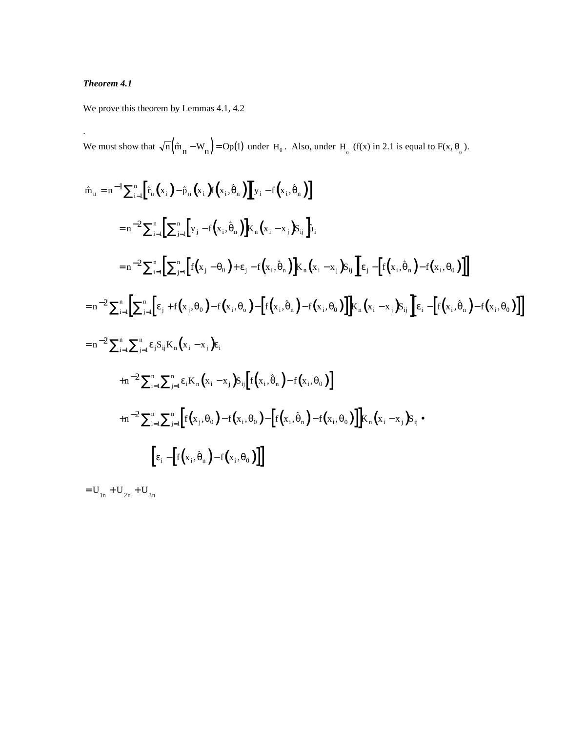***Theorem 4.1***

We prove this theorem by Lemmas 4.1, 4.2

.

We must show that $\sqrt{n}\left(\hat{m}_n - W_n\right) = Op(1)$ under $H_0$. Also, under $H_0$ (f(x) in 2.1 is equal to $F(x, \theta_0)$).

$$\hat{m}_n = n^{-1}\sum_{i=1}^{n}\left[\hat{r}_n\left(x_i\right) - \hat{p}_n\left(x_i\right) f\left(x_i, \hat{\theta}_n\right)\right]\left[y_i - f\left(x_i, \hat{\theta}_n\right)\right]$$

$$= n^{-2}\sum_{i=1}^{n}\left[\sum_{j=1}^{n}\left[y_j - f\left(x_i, \hat{\theta}_n\right)\right] K_n\left(x_i - x_j\right) S_{ij}\right]\hat{u}_i$$

$$= n^{-2}\sum_{i=1}^{n}\left[\sum_{j=1}^{n}\left[f\left(x_j - \theta_0\right) + \varepsilon_j - f\left(x_i, \hat{\theta}_n\right)\right] K_n\left(x_i - x_j\right) S_{ij}\right]\left[\varepsilon_j - \left[f\left(x_i, \hat{\theta}_n\right) - f\left(x_i, \theta_0\right)\right]\right]$$

$$= n^{-2}\sum_{i=1}^{n}\left[\sum_{j=1}^{n}\left[\varepsilon_j + f\left(x_j, \theta_0\right) - f\left(x_i, \theta_o\right) - \left[f\left(x_i, \hat{\theta}_n\right) - f\left(x_i, \theta_0\right)\right]\right] K_n\left(x_i - x_j\right) S_{ij}\right]\left[\varepsilon_i - \left[f\left(x_i, \hat{\theta}_n\right) - f\left(x_i, \theta_0\right)\right]\right]$$

$$= n^{-2}\sum_{i=1}^{n}\sum_{j=1}^{n}\varepsilon_j S_{ij} K_n\left(x_i - x_j\right)\varepsilon_i$$

$$+ n^{-2}\sum_{i=1}^{n}\sum_{j=1}^{n}\varepsilon_i K_n\left(x_i - x_j\right) S_{ij}\left[f\left(x_i, \hat{\theta}_n\right) - f\left(x_i, \theta_0\right)\right]$$

$$+ n^{-2}\sum_{i=1}^{n}\sum_{j=1}^{n}\left[f\left(x_j, \theta_0\right) - f\left(x_i, \theta_0\right) - \left[f\left(x_i, \hat{\theta}_n\right) - f\left(x_i, \theta_0\right)\right]\right] K_n\left(x_i - x_j\right) S_{ij} \bullet$$

$$\left[\varepsilon_i - \left[f\left(x_i, \hat{\theta}_n\right) - f\left(x_i, \theta_0\right)\right]\right]$$

$$= U_{1n} + U_{2n} + U_{3n}$$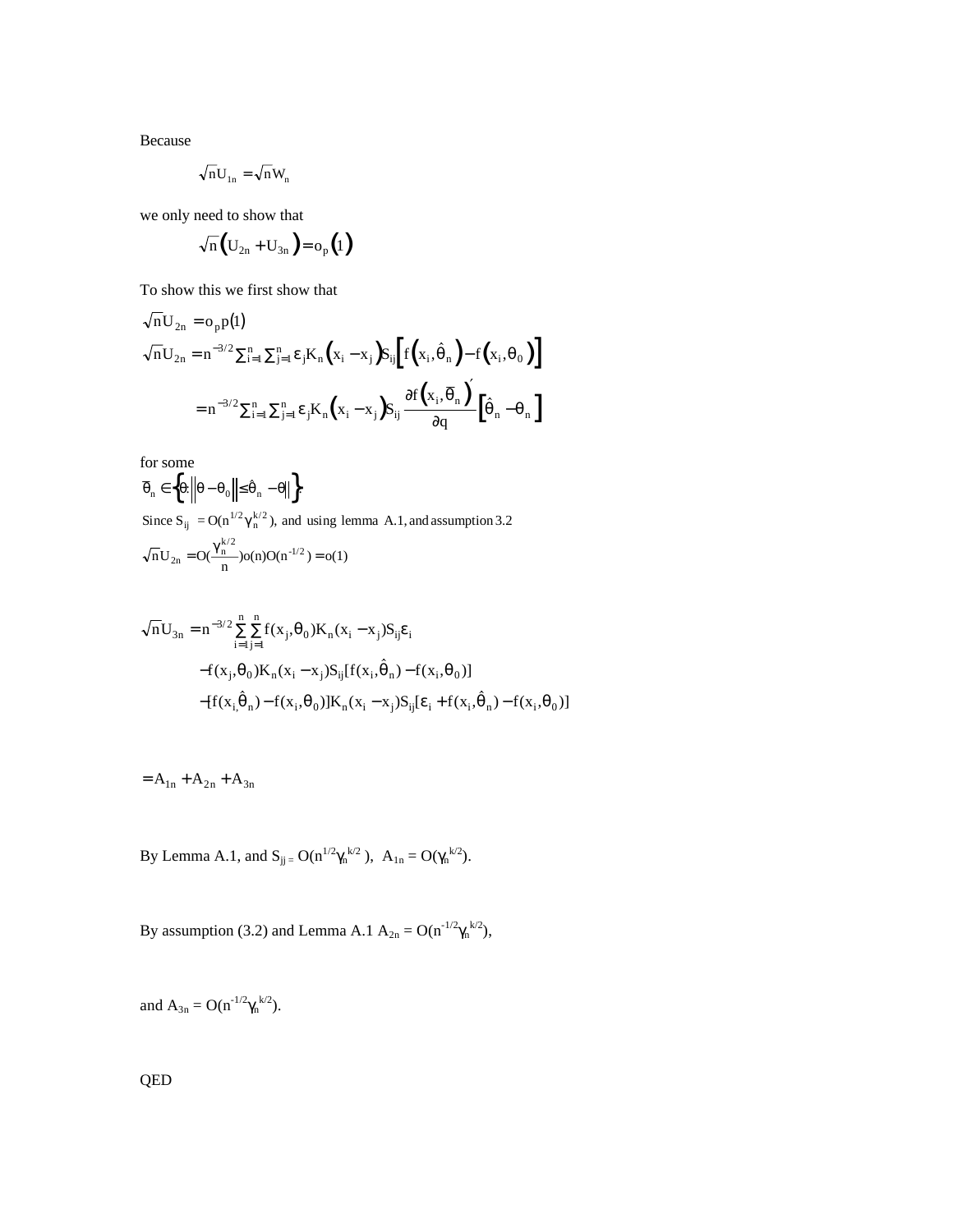Because

$$\sqrt{n}U_{1n} = \sqrt{n}W_n$$

we only need to show that

$$\sqrt{n}\left(U_{2n} + U_{3n}\right) = o_p\left(1\right)$$

To show this we first show that

$$\sqrt{n}U_{2n} = o_p p(1)$$

$$\sqrt{n}U_{2n} = n^{-3/2}\sum_{i=1}^{n}\sum_{j=1}^{n}\varepsilon_j K_n\left(x_i - x_j\right)S_{ij}\left[f\left(x_i, \hat{\theta}_n\right) - f\left(x_i, \theta_0\right)\right]$$

$$= n^{-3/2}\sum_{i=1}^{n}\sum_{j=1}^{n}\varepsilon_j K_n\left(x_i - x_j\right)S_{ij}\frac{\partial f\left(x_i, \bar{\theta}_n\right)'}{\partial q}\left[\hat{\theta}_n - \theta_n\right]$$

for some

$\bar{\theta}_n \in \left\{\theta : \left\|\theta - \theta_0\right\| \leq \hat{\theta}_n - \theta\|\right\}$.

Since $S_{ij} = O(n^{1/2}\gamma_n^{k/2})$, and using lemma A.1, and assumption 3.2

$$\sqrt{n}U_{2n} = O\left(\frac{\gamma_n^{k/2}}{n}\right)o(n)O(n^{-1/2}) = o(1)$$

$$\sqrt{n}U_{3n} = n^{-3/2}\sum_{i=1}^{n}\sum_{j=1}^{n} f(x_j, \theta_0)K_n(x_i - x_j)S_{ij}\varepsilon_i$$

$$-f(x_j, \theta_0)K_n(x_i - x_j)S_{ij}[f(x_i, \hat{\theta}_n) - f(x_i, \theta_0)]$$

$$-[f(x_i, \hat{\theta}_n) - f(x_i, \theta_0)]K_n(x_i - x_j)S_{ij}[\varepsilon_i + f(x_i, \hat{\theta}_n) - f(x_i, \theta_0)]$$

$$= A_{1n} + A_{2n} + A_{3n}$$

By Lemma A.1, and $S_{jj} = O(n^{1/2}\gamma_n^{k/2})$, $A_{1n} = O(\gamma_n^{k/2})$.

By assumption (3.2) and Lemma A.1 $A_{2n} = O(n^{-1/2}\gamma_n^{k/2})$,

and $A_{3n} = O(n^{-1/2}\gamma_n^{k/2})$.

QED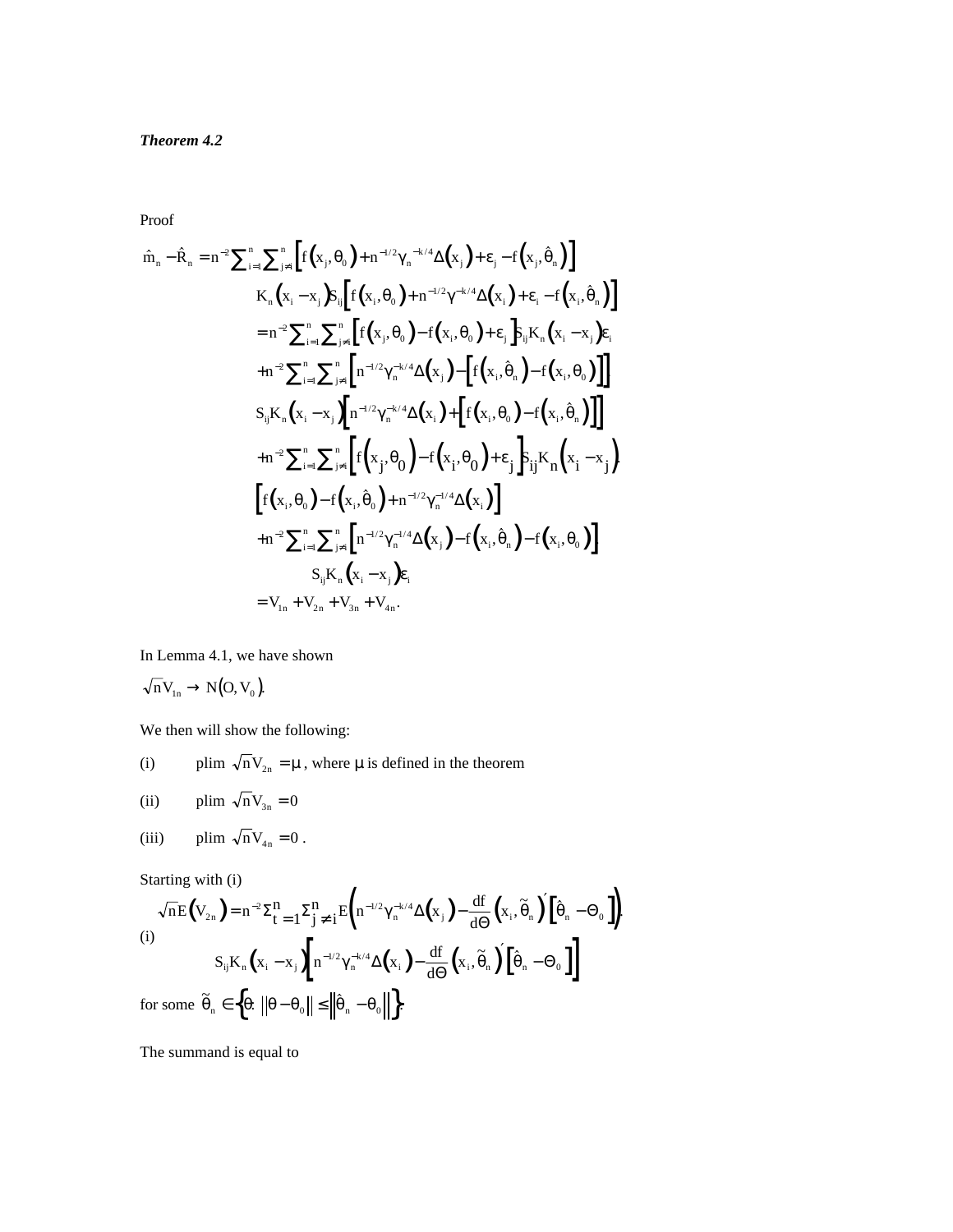***Theorem 4.2***

Proof

$$
\begin{aligned}
\hat{m}_n - \hat{R}_n &= n^{-2}\sum_{i=1}^{n}\sum_{j\neq i}^{n}\left[f\left(x_j,\theta_0\right)+n^{-1/2}\gamma_n^{-k/4}\Delta\left(x_j\right)+\varepsilon_j - f\left(x_j,\hat{\theta}_n\right)\right] \\
&\quad K_n\left(x_i - x_j\right)S_{ij}\left[f\left(x_i,\theta_0\right)+n^{-1/2}\gamma^{-k/4}\Delta\left(x_i\right)+\varepsilon_i - f\left(x_i,\hat{\theta}_n\right)\right] \\
&= n^{-2}\sum_{i=1}^{n}\sum_{j\neq i}^{n}\left[f\left(x_j,\theta_0\right)-f\left(x_i,\theta_0\right)+\varepsilon_j\right]S_{ij}K_n\left(x_i - x_j\right)\varepsilon_i \\
&\quad + n^{-2}\sum_{i=1}^{n}\sum_{j\neq i}^{n}\left[n^{-1/2}\gamma_n^{-k/4}\Delta\left(x_j\right)-\left[f\left(x_i,\hat{\theta}_n\right)-f\left(x_i,\theta_0\right)\right]\right] \\
&\quad S_{ij}K_n\left(x_i - x_j\right)\left[n^{-1/2}\gamma_n^{-k/4}\Delta\left(x_i\right)+\left[f\left(x_i,\theta_0\right)-f\left(x_i,\hat{\theta}_n\right)\right]\right] \\
&\quad + n^{-2}\sum_{i=1}^{n}\sum_{j\neq i}^{n}\left[f\left(x_j,\theta_0\right)-f\left(x_i,\theta_0\right)+\varepsilon_j\right]S_{ij}K_n\left(x_i - x_j\right) \\
&\quad \left[f\left(x_i,\theta_0\right)-f\left(x_i,\hat{\theta}_0\right)+n^{-1/2}\gamma_n^{-1/4}\Delta\left(x_i\right)\right] \\
&\quad + n^{-2}\sum_{i=1}^{n}\sum_{j\neq i}^{n}\left[n^{-1/2}\gamma_n^{-1/4}\Delta\left(x_j\right)-f\left(x_i,\hat{\theta}_n\right)-f\left(x_i,\theta_0\right)\right] \\
&\quad\quad S_{ij}K_n\left(x_i - x_j\right)\varepsilon_i \\
&= V_{1n}+V_{2n}+V_{3n}+V_{4n}.
\end{aligned}
$$

In Lemma 4.1, we have shown

$\sqrt{n}V_{1n} \to N\left(O,V_0\right)$.

We then will show the following:

(i) plim $\sqrt{n}V_{2n} = \mu$, where $\mu$ is defined in the theorem

(ii) plim $\sqrt{n}V_{3n} = 0$

(iii) plim $\sqrt{n}V_{4n} = 0$ .

Starting with (i)

(i)
$$
\begin{aligned}
\sqrt{n}E\left(V_{2n}\right) &= n^{-2}\Sigma_{t=1}^{n}\Sigma_{j\neq i}^{n}E\left(n^{-1/2}\gamma_n^{-k/4}\Delta\left(x_j\right)-\frac{df}{d\Theta}\left(x_i,\tilde{\theta}_n\right)'\left[\hat{\theta}_n - \Theta_0\right]\right) \\
&\quad S_{ij}K_n\left(x_i - x_j\right)\left[n^{-1/2}\gamma_n^{-k/4}\Delta\left(x_i\right)-\frac{df}{d\Theta}\left(x_i,\tilde{\theta}_n\right)'\left[\hat{\theta}_n - \Theta_0\right]\right]
\end{aligned}
$$

for some $\tilde{\theta}_n \in \left\{\theta: \left\|\theta-\theta_0\right\| \leq \left\|\hat{\theta}_n - \theta_0\right\|\right\}$.

The summand is equal to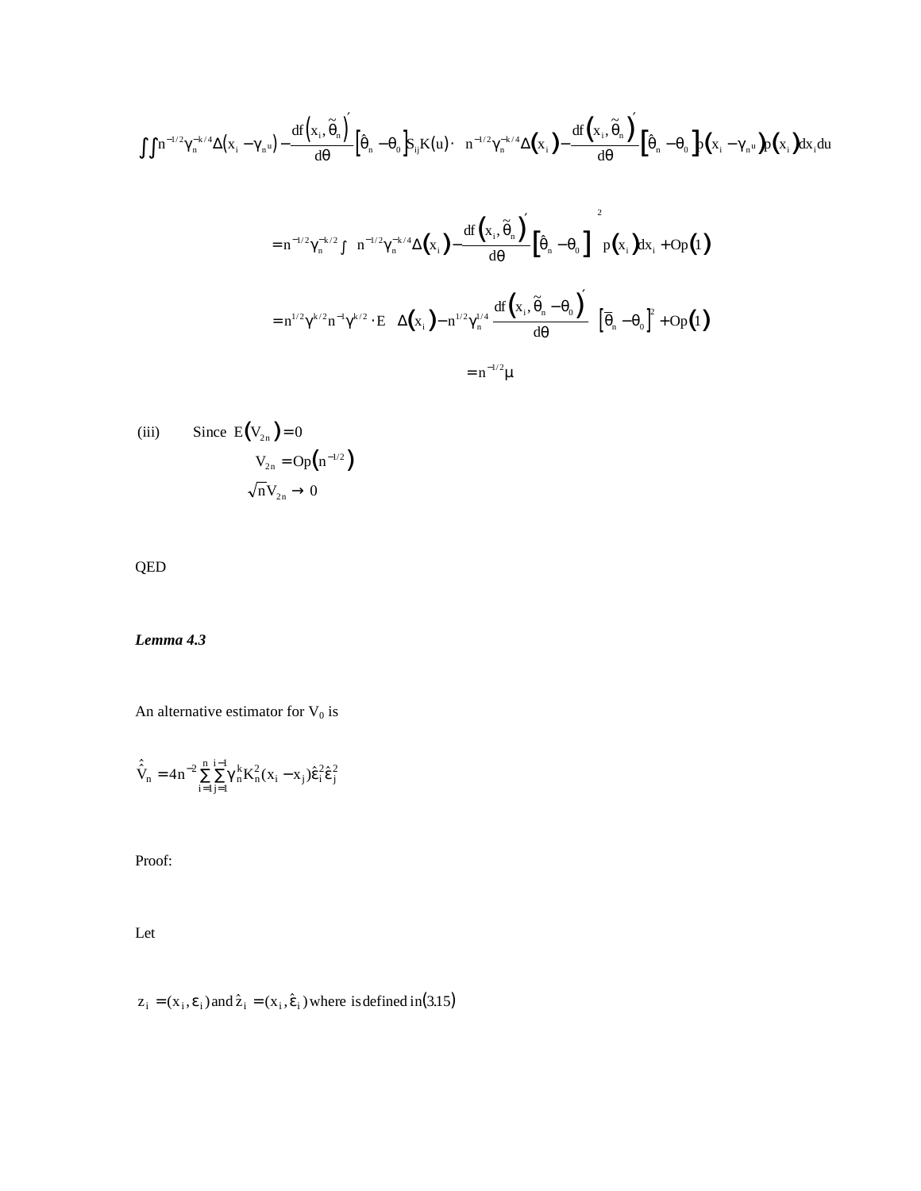$$\iint n^{-1/2}\gamma_n^{-k/4}\Delta(x_i-\gamma_{n}u)-\frac{df\left(x_i,\tilde{\theta}_n\right)'}{d\theta}\left[\hat{\theta}_n-\theta_0\right]S_{ij}K(u)\cdot\ n^{-1/2}\gamma_n^{-k/4}\Delta\left(x_i\right)-\frac{df\left(x_i,\tilde{\theta}_n\right)'}{d\theta}\left[\hat{\theta}_n-\theta_0\right]p\left(x_i-\gamma_{n}u\right)p\left(x_i\right)dx_i du$$

$$=n^{-1/2}\gamma_n^{-k/2}\int\ n^{-1/2}\gamma_n^{-k/4}\Delta\left(x_i\right)-\frac{df\left(x_i,\tilde{\theta}_n\right)'}{d\theta}\left[\hat{\theta}_n-\theta_0\right]^2\ p\left(x_i\right)dx_i+Op\left(1\right)$$

$$=n^{1/2}\gamma^{k/2}n^{-1}\gamma^{k/2}\cdot E\ \ \Delta\left(x_i\right)-n^{1/2}\gamma_n^{1/4}\frac{df\left(x_i,\tilde{\theta}_n-\theta_0\right)'}{d\theta}\ \left[\overline{\theta}_n-\theta_0\right]^2+Op\left(1\right)$$

$$=n^{-1/2}\mu$$

(iii) Since $E\left(V_{2n}\right)=0$

$$V_{2n}=Op\left(n^{-1/2}\right)$$

$$\sqrt{n}V_{2n}\rightarrow 0$$

QED

***Lemma 4.3***

An alternative estimator for $V_0$ is

$$\hat{\hat{V}}_n=4n^{-2}\sum_{i=1}^{n}\sum_{j=1}^{i-1}\gamma_n^k K_n^2(x_i-x_j)\hat{\varepsilon}_i^2\hat{\varepsilon}_j^2$$

Proof:

Let

$z_i=(x_i,\varepsilon_i)$ and $\hat{z}_i=(x_i,\hat{\varepsilon}_i)$ where is defined in (3.15)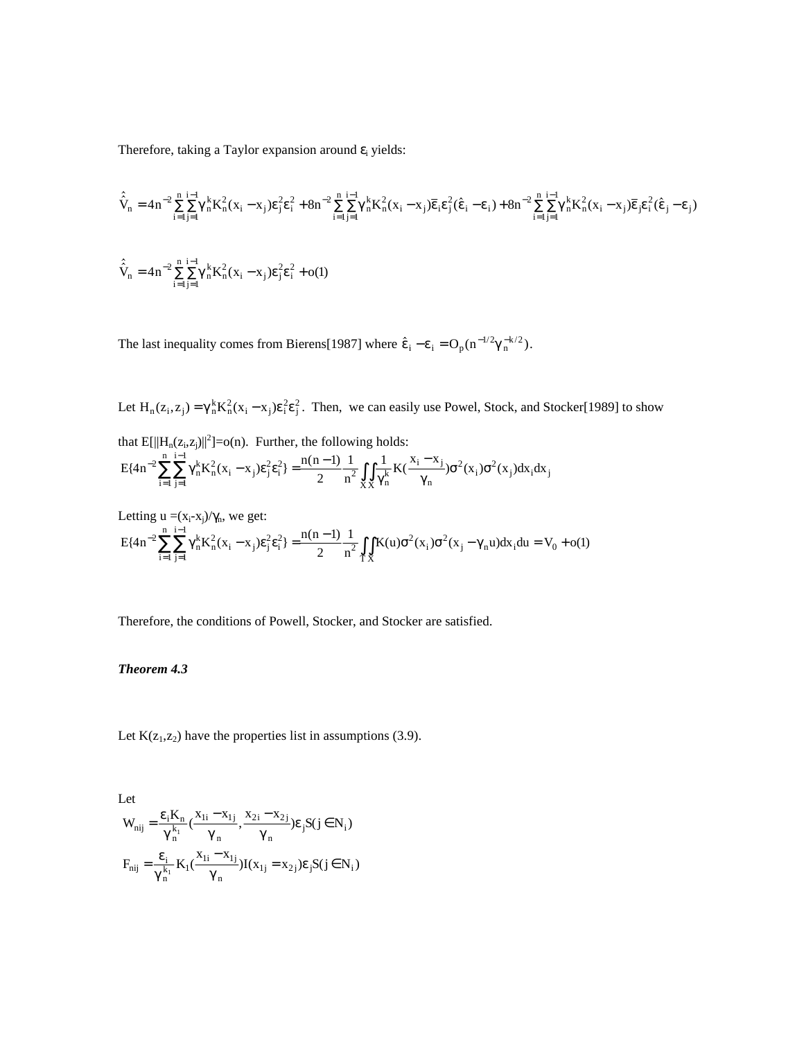Therefore, taking a Taylor expansion around $\varepsilon_i$ yields:

$$\hat{\hat{V}}_n = 4n^{-2}\sum_{i=1}^{n}\sum_{j=1}^{i-1}\gamma_n^k K_n^2(x_i - x_j)\varepsilon_j^2\varepsilon_i^2 + 8n^{-2}\sum_{i=1}^{n}\sum_{j=1}^{i-1}\gamma_n^k K_n^2(x_i - x_j)\bar{\varepsilon}_i\varepsilon_j^2(\hat{\varepsilon}_i - \varepsilon_i) + 8n^{-2}\sum_{i=1}^{n}\sum_{j=1}^{i-1}\gamma_n^k K_n^2(x_i - x_j)\bar{\varepsilon}_j\varepsilon_i^2(\hat{\varepsilon}_j - \varepsilon_j)$$

$$\hat{\hat{V}}_n = 4n^{-2}\sum_{i=1}^{n}\sum_{j=1}^{i-1}\gamma_n^k K_n^2(x_i - x_j)\varepsilon_j^2\varepsilon_i^2 + o(1)$$

The last inequality comes from Bierens[1987] where $\hat{\varepsilon}_i - \varepsilon_i = O_p(n^{-1/2}\gamma_n^{-k/2})$.

Let $H_n(z_i, z_j) = \gamma_n^k K_n^2(x_i - x_j)\varepsilon_i^2\varepsilon_j^2$. Then, we can easily use Powel, Stock, and Stocker[1989] to show that $E[\|H_n(z_i,z_j)\|^2]=o(n)$. Further, the following holds:

$$E\{4n^{-2}\sum_{i=1}^{n}\sum_{j=1}^{i-1}\gamma_n^k K_n^2(x_i - x_j)\varepsilon_j^2\varepsilon_i^2\} = \frac{n(n-1)}{2}\frac{1}{n^2}\int_X\int_X \frac{1}{\gamma_n^k}K(\frac{x_i - x_j}{\gamma_n})\sigma^2(x_i)\sigma^2(x_j)dx_i dx_j$$

Letting $u = (x_i - x_j)/\gamma_n$, we get:

$$E\{4n^{-2}\sum_{i=1}^{n}\sum_{j=1}^{i-1}\gamma_n^k K_n^2(x_i - x_j)\varepsilon_j^2\varepsilon_i^2\} = \frac{n(n-1)}{2}\frac{1}{n^2}\int_\Gamma\int_X K(u)\sigma^2(x_i)\sigma^2(x_j - \gamma_n u)dx_i du = V_0 + o(1)$$

Therefore, the conditions of Powell, Stocker, and Stocker are satisfied.

***Theorem 4.3***

Let $K(z_1,z_2)$ have the properties list in assumptions (3.9).

Let

$$W_{nij} = \frac{\varepsilon_i K_n}{\gamma_n^{k_1}}(\frac{x_{1i} - x_{1j}}{\gamma_n}, \frac{x_{2i} - x_{2j}}{\gamma_n})\varepsilon_j S(j \in N_i)$$

$$F_{nij} = \frac{\varepsilon_i}{\gamma_n^{k_1}}K_1(\frac{x_{1i} - x_{1j}}{\gamma_n})I(x_{1j} = x_{2j})\varepsilon_j S(j \in N_i)$$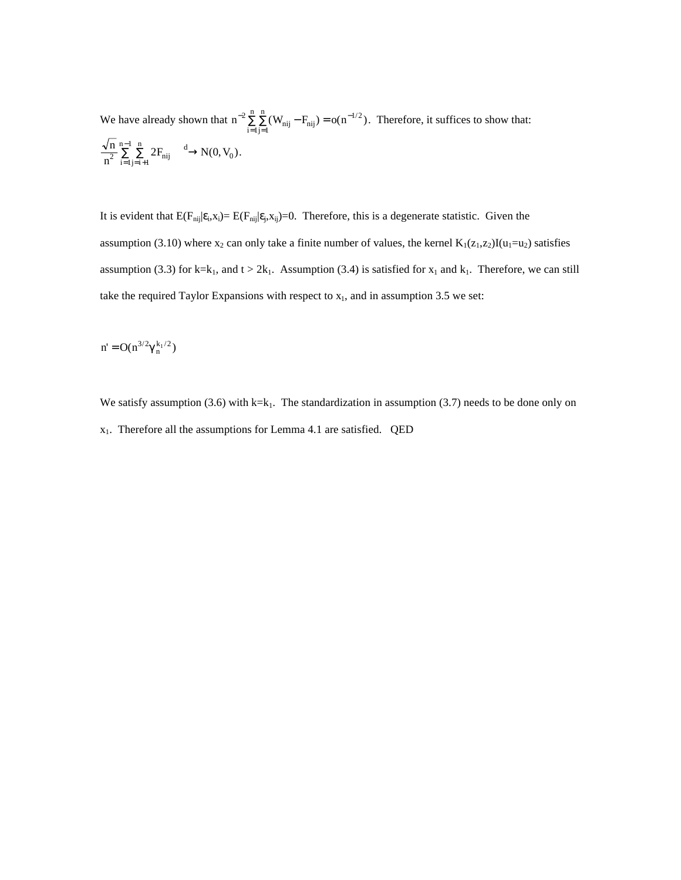We have already shown that $n^{-2}\sum_{i=1}^{n}\sum_{j=1}^{n}(W_{nij}-F_{nij})=o(n^{-1/2})$. Therefore, it suffices to show that:

$$\frac{\sqrt{n}}{n^2}\sum_{i=1}^{n-1}\sum_{j=i+1}^{n}2F_{nij} \xrightarrow{d} N(0,V_0).$$

It is evident that $E(F_{nij}|\varepsilon_i,x_i)= E(F_{nij}|\varepsilon_j,x_{ij})=0$. Therefore, this is a degenerate statistic. Given the assumption (3.10) where $x_2$ can only take a finite number of values, the kernel $K_1(z_1,z_2)I(u_1=u_2)$ satisfies assumption (3.3) for $k=k_1$, and $t > 2k_1$. Assumption (3.4) is satisfied for $x_1$ and $k_1$. Therefore, we can still take the required Taylor Expansions with respect to $x_1$, and in assumption 3.5 we set:

$$n' = O(n^{3/2}\gamma_n^{k_1/2})$$

We satisfy assumption (3.6) with $k=k_1$. The standardization in assumption (3.7) needs to be done only on $x_1$. Therefore all the assumptions for Lemma 4.1 are satisfied. QED